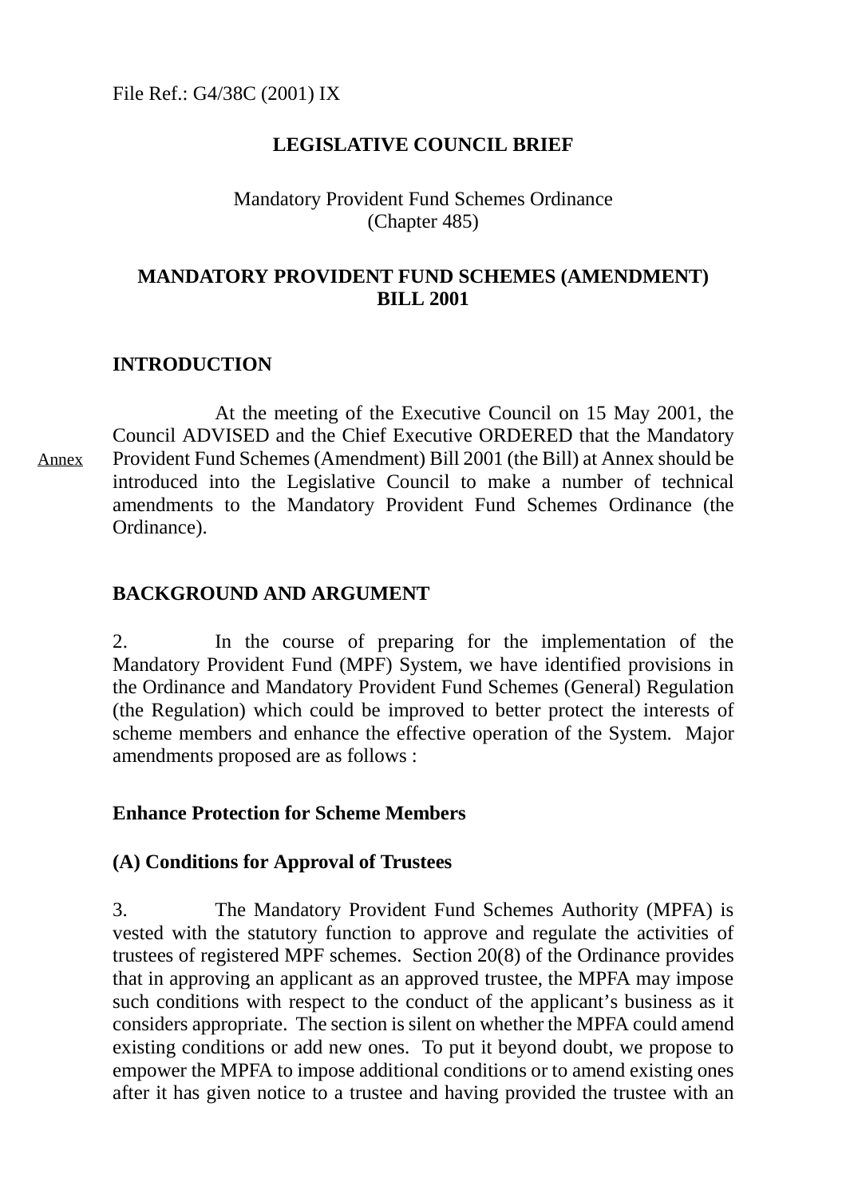File Ref.: G4/38C (2001) IX

# LEGISLATIVE COUNCIL BRIEF

Mandatory Provident Fund Schemes Ordinance
(Chapter 485)

## MANDATORY PROVIDENT FUND SCHEMES (AMENDMENT) BILL 2001

## INTRODUCTION

Annex

At the meeting of the Executive Council on 15 May 2001, the Council ADVISED and the Chief Executive ORDERED that the Mandatory Provident Fund Schemes (Amendment) Bill 2001 (the Bill) at Annex should be introduced into the Legislative Council to make a number of technical amendments to the Mandatory Provident Fund Schemes Ordinance (the Ordinance).

## BACKGROUND AND ARGUMENT

2. In the course of preparing for the implementation of the Mandatory Provident Fund (MPF) System, we have identified provisions in the Ordinance and Mandatory Provident Fund Schemes (General) Regulation (the Regulation) which could be improved to better protect the interests of scheme members and enhance the effective operation of the System. Major amendments proposed are as follows :

### Enhance Protection for Scheme Members

### (A) Conditions for Approval of Trustees

3. The Mandatory Provident Fund Schemes Authority (MPFA) is vested with the statutory function to approve and regulate the activities of trustees of registered MPF schemes. Section 20(8) of the Ordinance provides that in approving an applicant as an approved trustee, the MPFA may impose such conditions with respect to the conduct of the applicant's business as it considers appropriate. The section is silent on whether the MPFA could amend existing conditions or add new ones. To put it beyond doubt, we propose to empower the MPFA to impose additional conditions or to amend existing ones after it has given notice to a trustee and having provided the trustee with an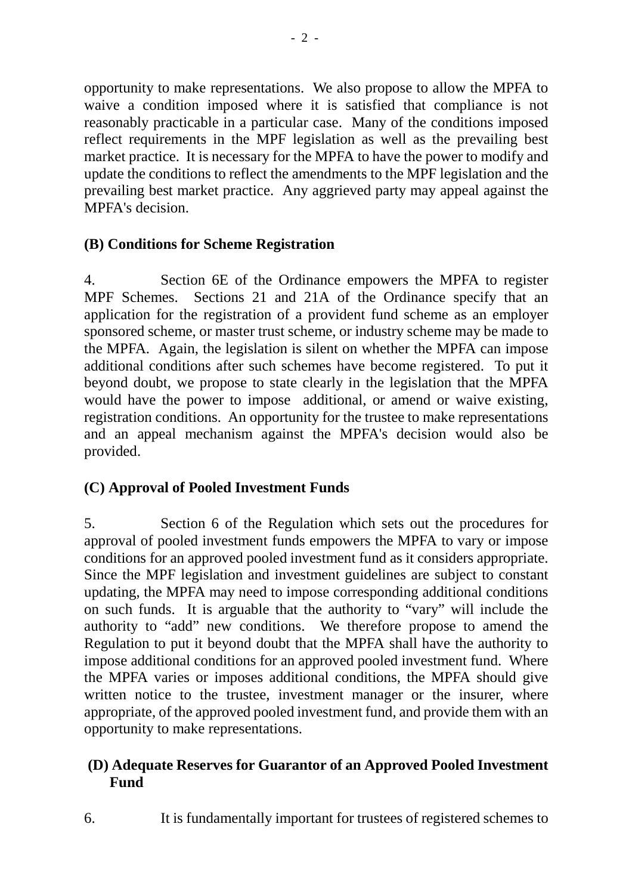opportunity to make representations. We also propose to allow the MPFA to waive a condition imposed where it is satisfied that compliance is not reasonably practicable in a particular case. Many of the conditions imposed reflect requirements in the MPF legislation as well as the prevailing best market practice. It is necessary for the MPFA to have the power to modify and update the conditions to reflect the amendments to the MPF legislation and the prevailing best market practice. Any aggrieved party may appeal against the MPFA's decision.

### (B) Conditions for Scheme Registration

4. Section 6E of the Ordinance empowers the MPFA to register MPF Schemes. Sections 21 and 21A of the Ordinance specify that an application for the registration of a provident fund scheme as an employer sponsored scheme, or master trust scheme, or industry scheme may be made to the MPFA. Again, the legislation is silent on whether the MPFA can impose additional conditions after such schemes have become registered. To put it beyond doubt, we propose to state clearly in the legislation that the MPFA would have the power to impose additional, or amend or waive existing, registration conditions. An opportunity for the trustee to make representations and an appeal mechanism against the MPFA's decision would also be provided.

### (C) Approval of Pooled Investment Funds

5. Section 6 of the Regulation which sets out the procedures for approval of pooled investment funds empowers the MPFA to vary or impose conditions for an approved pooled investment fund as it considers appropriate. Since the MPF legislation and investment guidelines are subject to constant updating, the MPFA may need to impose corresponding additional conditions on such funds. It is arguable that the authority to "vary" will include the authority to "add" new conditions. We therefore propose to amend the Regulation to put it beyond doubt that the MPFA shall have the authority to impose additional conditions for an approved pooled investment fund. Where the MPFA varies or imposes additional conditions, the MPFA should give written notice to the trustee, investment manager or the insurer, where appropriate, of the approved pooled investment fund, and provide them with an opportunity to make representations.

### (D) Adequate Reserves for Guarantor of an Approved Pooled Investment Fund

6. It is fundamentally important for trustees of registered schemes to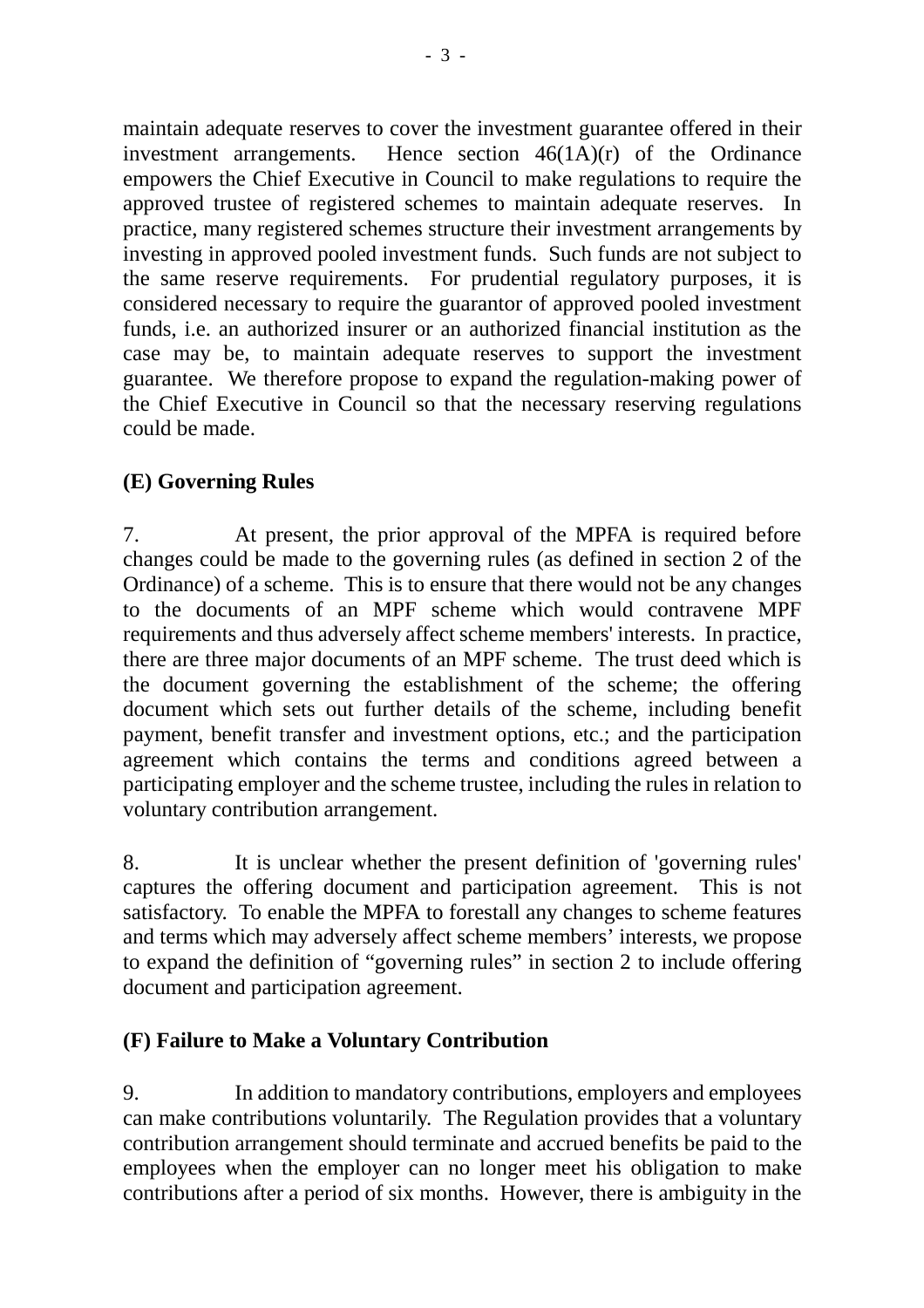maintain adequate reserves to cover the investment guarantee offered in their investment arrangements. Hence section 46(1A)(r) of the Ordinance empowers the Chief Executive in Council to make regulations to require the approved trustee of registered schemes to maintain adequate reserves. In practice, many registered schemes structure their investment arrangements by investing in approved pooled investment funds. Such funds are not subject to the same reserve requirements. For prudential regulatory purposes, it is considered necessary to require the guarantor of approved pooled investment funds, i.e. an authorized insurer or an authorized financial institution as the case may be, to maintain adequate reserves to support the investment guarantee. We therefore propose to expand the regulation-making power of the Chief Executive in Council so that the necessary reserving regulations could be made.

**(E) Governing Rules**

7. At present, the prior approval of the MPFA is required before changes could be made to the governing rules (as defined in section 2 of the Ordinance) of a scheme. This is to ensure that there would not be any changes to the documents of an MPF scheme which would contravene MPF requirements and thus adversely affect scheme members' interests. In practice, there are three major documents of an MPF scheme. The trust deed which is the document governing the establishment of the scheme; the offering document which sets out further details of the scheme, including benefit payment, benefit transfer and investment options, etc.; and the participation agreement which contains the terms and conditions agreed between a participating employer and the scheme trustee, including the rules in relation to voluntary contribution arrangement.

8. It is unclear whether the present definition of 'governing rules' captures the offering document and participation agreement. This is not satisfactory. To enable the MPFA to forestall any changes to scheme features and terms which may adversely affect scheme members' interests, we propose to expand the definition of "governing rules" in section 2 to include offering document and participation agreement.

**(F) Failure to Make a Voluntary Contribution**

9. In addition to mandatory contributions, employers and employees can make contributions voluntarily. The Regulation provides that a voluntary contribution arrangement should terminate and accrued benefits be paid to the employees when the employer can no longer meet his obligation to make contributions after a period of six months. However, there is ambiguity in the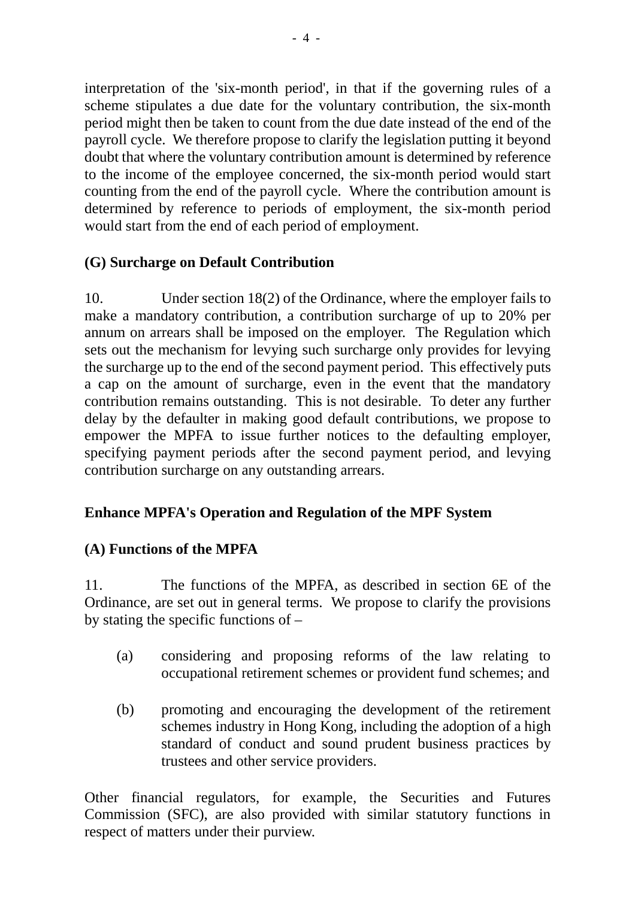interpretation of the 'six-month period', in that if the governing rules of a scheme stipulates a due date for the voluntary contribution, the six-month period might then be taken to count from the due date instead of the end of the payroll cycle. We therefore propose to clarify the legislation putting it beyond doubt that where the voluntary contribution amount is determined by reference to the income of the employee concerned, the six-month period would start counting from the end of the payroll cycle. Where the contribution amount is determined by reference to periods of employment, the six-month period would start from the end of each period of employment.

### (G) Surcharge on Default Contribution

10. Under section 18(2) of the Ordinance, where the employer fails to make a mandatory contribution, a contribution surcharge of up to 20% per annum on arrears shall be imposed on the employer. The Regulation which sets out the mechanism for levying such surcharge only provides for levying the surcharge up to the end of the second payment period. This effectively puts a cap on the amount of surcharge, even in the event that the mandatory contribution remains outstanding. This is not desirable. To deter any further delay by the defaulter in making good default contributions, we propose to empower the MPFA to issue further notices to the defaulting employer, specifying payment periods after the second payment period, and levying contribution surcharge on any outstanding arrears.

## Enhance MPFA's Operation and Regulation of the MPF System

### (A) Functions of the MPFA

11. The functions of the MPFA, as described in section 6E of the Ordinance, are set out in general terms. We propose to clarify the provisions by stating the specific functions of –

(a) considering and proposing reforms of the law relating to occupational retirement schemes or provident fund schemes; and

(b) promoting and encouraging the development of the retirement schemes industry in Hong Kong, including the adoption of a high standard of conduct and sound prudent business practices by trustees and other service providers.

Other financial regulators, for example, the Securities and Futures Commission (SFC), are also provided with similar statutory functions in respect of matters under their purview.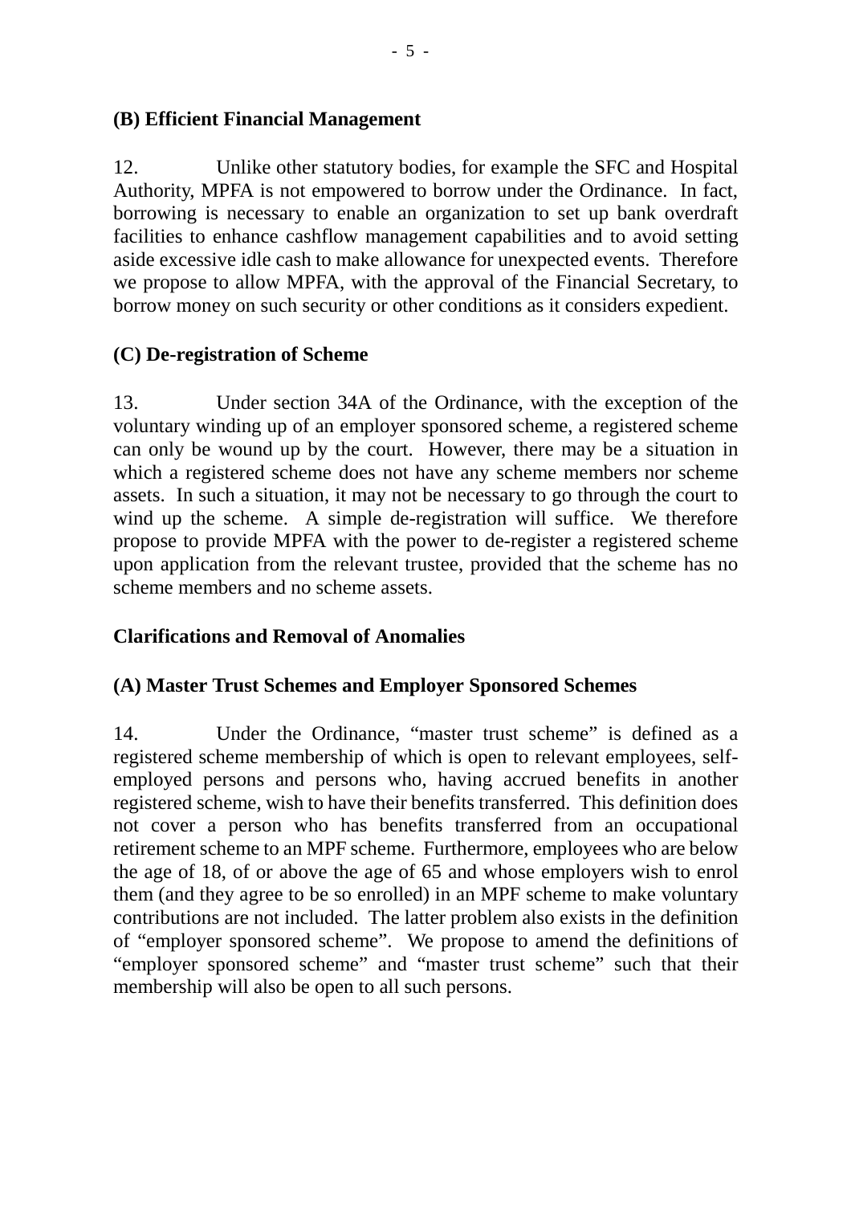**(B) Efficient Financial Management**

12. Unlike other statutory bodies, for example the SFC and Hospital Authority, MPFA is not empowered to borrow under the Ordinance. In fact, borrowing is necessary to enable an organization to set up bank overdraft facilities to enhance cashflow management capabilities and to avoid setting aside excessive idle cash to make allowance for unexpected events. Therefore we propose to allow MPFA, with the approval of the Financial Secretary, to borrow money on such security or other conditions as it considers expedient.

**(C) De-registration of Scheme**

13. Under section 34A of the Ordinance, with the exception of the voluntary winding up of an employer sponsored scheme, a registered scheme can only be wound up by the court. However, there may be a situation in which a registered scheme does not have any scheme members nor scheme assets. In such a situation, it may not be necessary to go through the court to wind up the scheme. A simple de-registration will suffice. We therefore propose to provide MPFA with the power to de-register a registered scheme upon application from the relevant trustee, provided that the scheme has no scheme members and no scheme assets.

**Clarifications and Removal of Anomalies**

**(A) Master Trust Schemes and Employer Sponsored Schemes**

14. Under the Ordinance, "master trust scheme" is defined as a registered scheme membership of which is open to relevant employees, self-employed persons and persons who, having accrued benefits in another registered scheme, wish to have their benefits transferred. This definition does not cover a person who has benefits transferred from an occupational retirement scheme to an MPF scheme. Furthermore, employees who are below the age of 18, of or above the age of 65 and whose employers wish to enrol them (and they agree to be so enrolled) in an MPF scheme to make voluntary contributions are not included. The latter problem also exists in the definition of "employer sponsored scheme". We propose to amend the definitions of "employer sponsored scheme" and "master trust scheme" such that their membership will also be open to all such persons.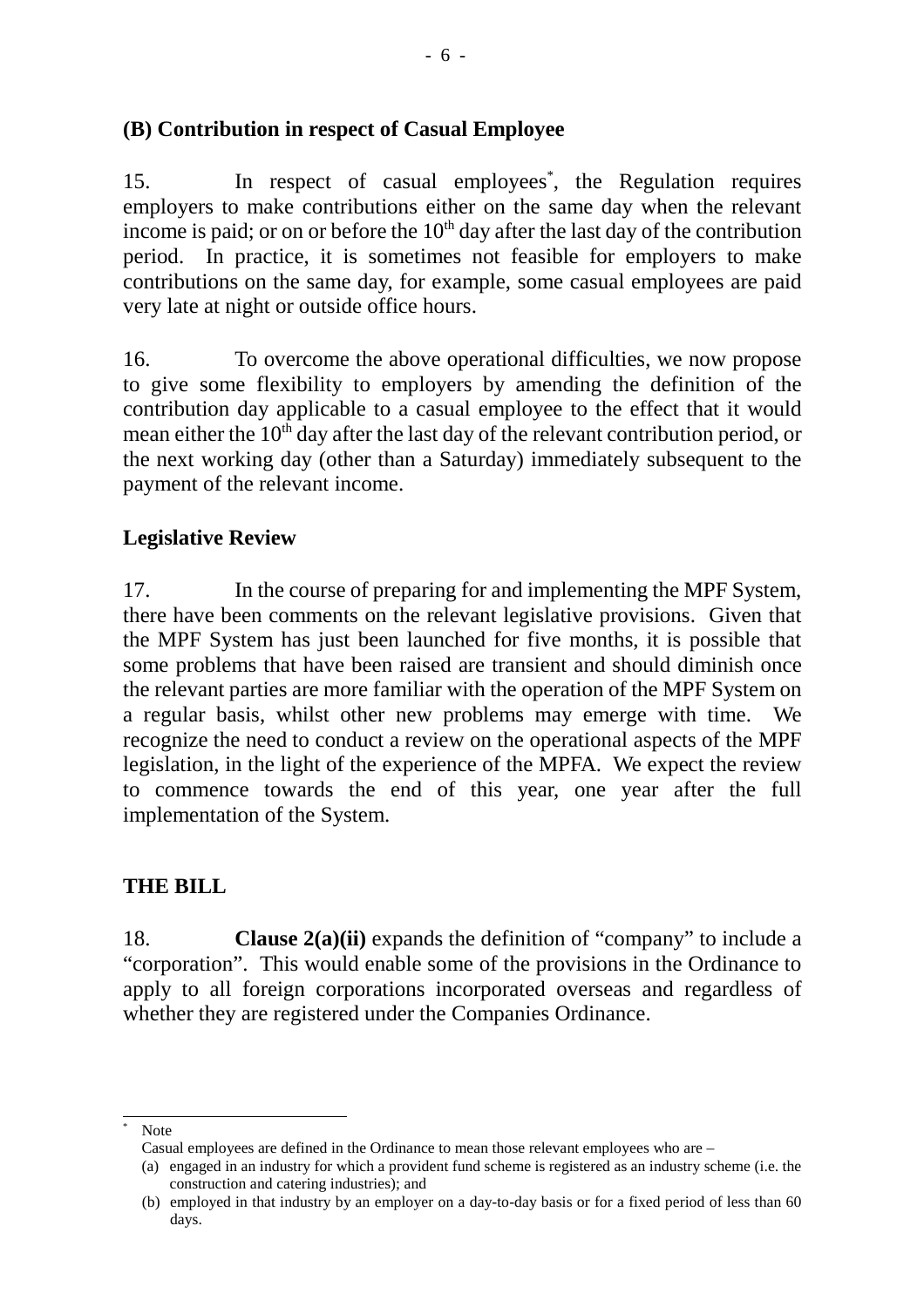**(B) Contribution in respect of Casual Employee**

15. In respect of casual employees*, the Regulation requires employers to make contributions either on the same day when the relevant income is paid; or on or before the 10th day after the last day of the contribution period. In practice, it is sometimes not feasible for employers to make contributions on the same day, for example, some casual employees are paid very late at night or outside office hours.

16. To overcome the above operational difficulties, we now propose to give some flexibility to employers by amending the definition of the contribution day applicable to a casual employee to the effect that it would mean either the 10th day after the last day of the relevant contribution period, or the next working day (other than a Saturday) immediately subsequent to the payment of the relevant income.

**Legislative Review**

17. In the course of preparing for and implementing the MPF System, there have been comments on the relevant legislative provisions. Given that the MPF System has just been launched for five months, it is possible that some problems that have been raised are transient and should diminish once the relevant parties are more familiar with the operation of the MPF System on a regular basis, whilst other new problems may emerge with time. We recognize the need to conduct a review on the operational aspects of the MPF legislation, in the light of the experience of the MPFA. We expect the review to commence towards the end of this year, one year after the full implementation of the System.

## THE BILL

18. **Clause 2(a)(ii)** expands the definition of "company" to include a "corporation". This would enable some of the provisions in the Ordinance to apply to all foreign corporations incorporated overseas and regardless of whether they are registered under the Companies Ordinance.

---

\* Note

Casual employees are defined in the Ordinance to mean those relevant employees who are –

(a) engaged in an industry for which a provident fund scheme is registered as an industry scheme (i.e. the construction and catering industries); and

(b) employed in that industry by an employer on a day-to-day basis or for a fixed period of less than 60 days.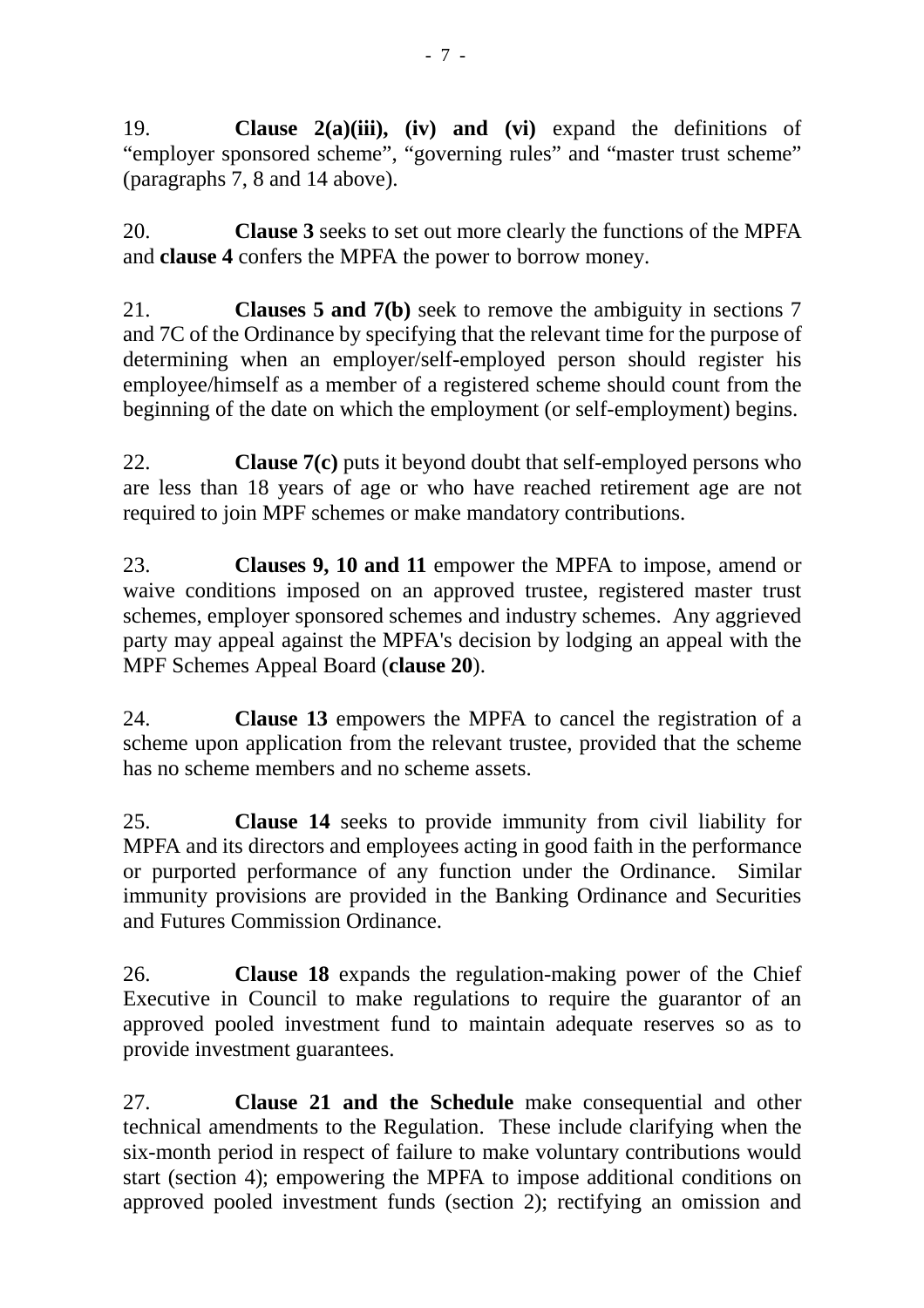19. **Clause 2(a)(iii), (iv) and (vi)** expand the definitions of "employer sponsored scheme", "governing rules" and "master trust scheme" (paragraphs 7, 8 and 14 above).

20. **Clause 3** seeks to set out more clearly the functions of the MPFA and **clause 4** confers the MPFA the power to borrow money.

21. **Clauses 5 and 7(b)** seek to remove the ambiguity in sections 7 and 7C of the Ordinance by specifying that the relevant time for the purpose of determining when an employer/self-employed person should register his employee/himself as a member of a registered scheme should count from the beginning of the date on which the employment (or self-employment) begins.

22. **Clause 7(c)** puts it beyond doubt that self-employed persons who are less than 18 years of age or who have reached retirement age are not required to join MPF schemes or make mandatory contributions.

23. **Clauses 9, 10 and 11** empower the MPFA to impose, amend or waive conditions imposed on an approved trustee, registered master trust schemes, employer sponsored schemes and industry schemes. Any aggrieved party may appeal against the MPFA's decision by lodging an appeal with the MPF Schemes Appeal Board (**clause 20**).

24. **Clause 13** empowers the MPFA to cancel the registration of a scheme upon application from the relevant trustee, provided that the scheme has no scheme members and no scheme assets.

25. **Clause 14** seeks to provide immunity from civil liability for MPFA and its directors and employees acting in good faith in the performance or purported performance of any function under the Ordinance. Similar immunity provisions are provided in the Banking Ordinance and Securities and Futures Commission Ordinance.

26. **Clause 18** expands the regulation-making power of the Chief Executive in Council to make regulations to require the guarantor of an approved pooled investment fund to maintain adequate reserves so as to provide investment guarantees.

27. **Clause 21 and the Schedule** make consequential and other technical amendments to the Regulation. These include clarifying when the six-month period in respect of failure to make voluntary contributions would start (section 4); empowering the MPFA to impose additional conditions on approved pooled investment funds (section 2); rectifying an omission and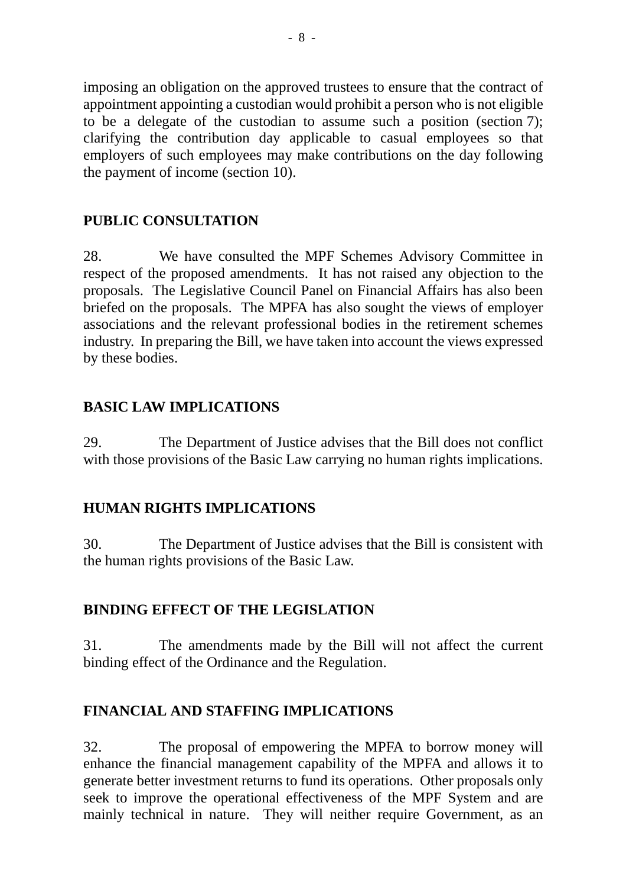imposing an obligation on the approved trustees to ensure that the contract of appointment appointing a custodian would prohibit a person who is not eligible to be a delegate of the custodian to assume such a position (section 7); clarifying the contribution day applicable to casual employees so that employers of such employees may make contributions on the day following the payment of income (section 10).

## PUBLIC CONSULTATION

28. We have consulted the MPF Schemes Advisory Committee in respect of the proposed amendments. It has not raised any objection to the proposals. The Legislative Council Panel on Financial Affairs has also been briefed on the proposals. The MPFA has also sought the views of employer associations and the relevant professional bodies in the retirement schemes industry. In preparing the Bill, we have taken into account the views expressed by these bodies.

## BASIC LAW IMPLICATIONS

29. The Department of Justice advises that the Bill does not conflict with those provisions of the Basic Law carrying no human rights implications.

## HUMAN RIGHTS IMPLICATIONS

30. The Department of Justice advises that the Bill is consistent with the human rights provisions of the Basic Law.

## BINDING EFFECT OF THE LEGISLATION

31. The amendments made by the Bill will not affect the current binding effect of the Ordinance and the Regulation.

## FINANCIAL AND STAFFING IMPLICATIONS

32. The proposal of empowering the MPFA to borrow money will enhance the financial management capability of the MPFA and allows it to generate better investment returns to fund its operations. Other proposals only seek to improve the operational effectiveness of the MPF System and are mainly technical in nature. They will neither require Government, as an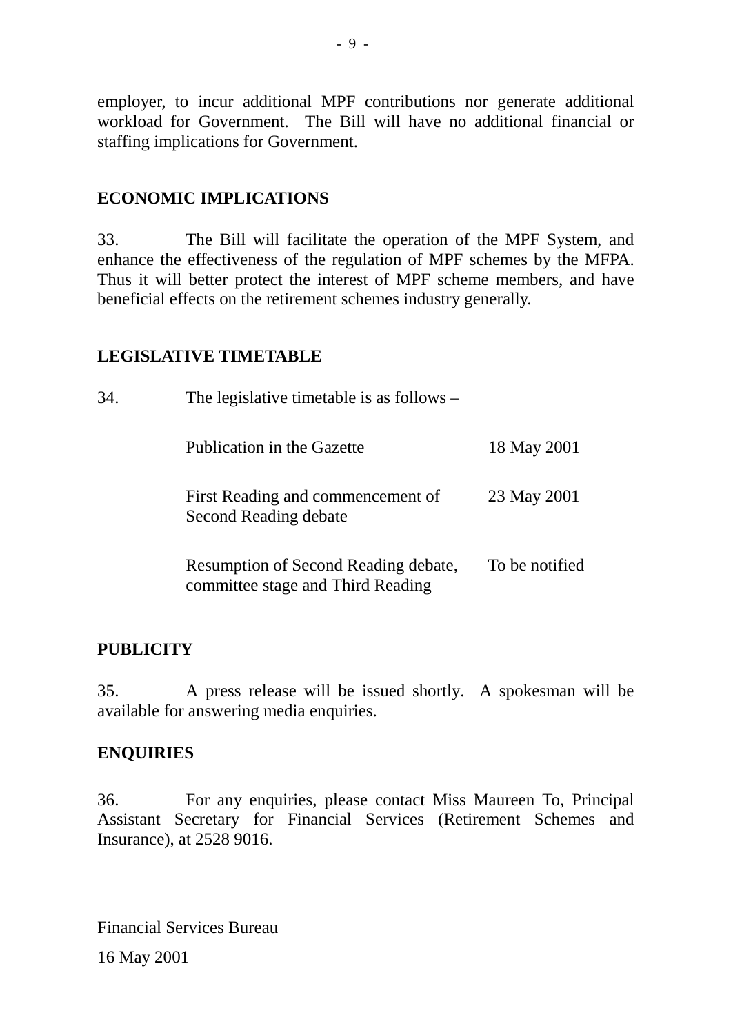employer, to incur additional MPF contributions nor generate additional workload for Government. The Bill will have no additional financial or staffing implications for Government.

## ECONOMIC IMPLICATIONS

33. The Bill will facilitate the operation of the MPF System, and enhance the effectiveness of the regulation of MPF schemes by the MFPA. Thus it will better protect the interest of MPF scheme members, and have beneficial effects on the retirement schemes industry generally.

## LEGISLATIVE TIMETABLE

34. The legislative timetable is as follows –

| | |
|---|---|
| Publication in the Gazette | 18 May 2001 |
| First Reading and commencement of Second Reading debate | 23 May 2001 |
| Resumption of Second Reading debate, committee stage and Third Reading | To be notified |

## PUBLICITY

35. A press release will be issued shortly. A spokesman will be available for answering media enquiries.

## ENQUIRIES

36. For any enquiries, please contact Miss Maureen To, Principal Assistant Secretary for Financial Services (Retirement Schemes and Insurance), at 2528 9016.

Financial Services Bureau

16 May 2001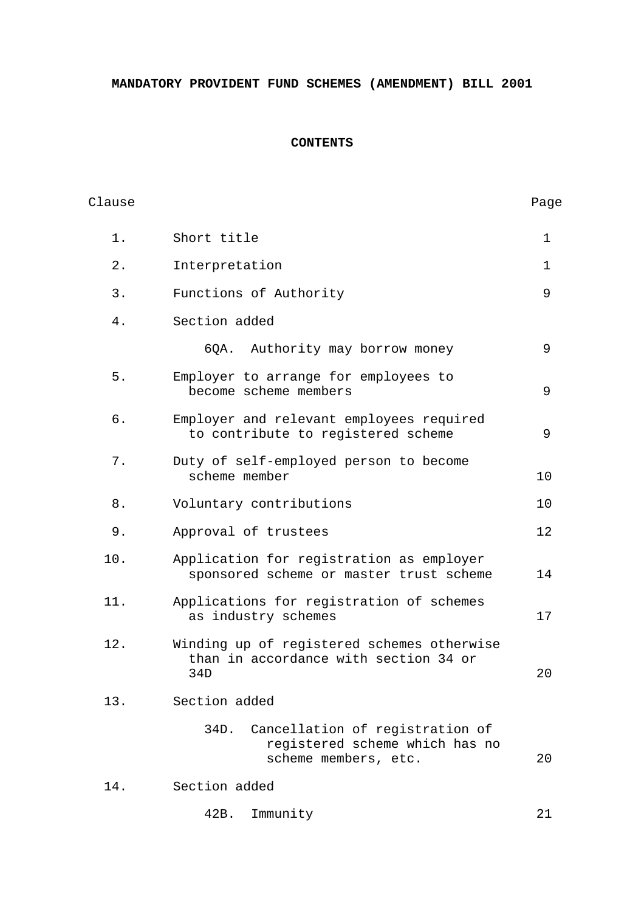# MANDATORY PROVIDENT FUND SCHEMES (AMENDMENT) BILL 2001

## CONTENTS

| Clause | | Page |
|---|---|---|
| 1. | Short title | 1 |
| 2. | Interpretation | 1 |
| 3. | Functions of Authority | 9 |
| 4. | Section added | |
| | 6QA. Authority may borrow money | 9 |
| 5. | Employer to arrange for employees to become scheme members | 9 |
| 6. | Employer and relevant employees required to contribute to registered scheme | 9 |
| 7. | Duty of self-employed person to become scheme member | 10 |
| 8. | Voluntary contributions | 10 |
| 9. | Approval of trustees | 12 |
| 10. | Application for registration as employer sponsored scheme or master trust scheme | 14 |
| 11. | Applications for registration of schemes as industry schemes | 17 |
| 12. | Winding up of registered schemes otherwise than in accordance with section 34 or 34D | 20 |
| 13. | Section added | |
| | 34D. Cancellation of registration of registered scheme which has no scheme members, etc. | 20 |
| 14. | Section added | |
| | 42B. Immunity | 21 |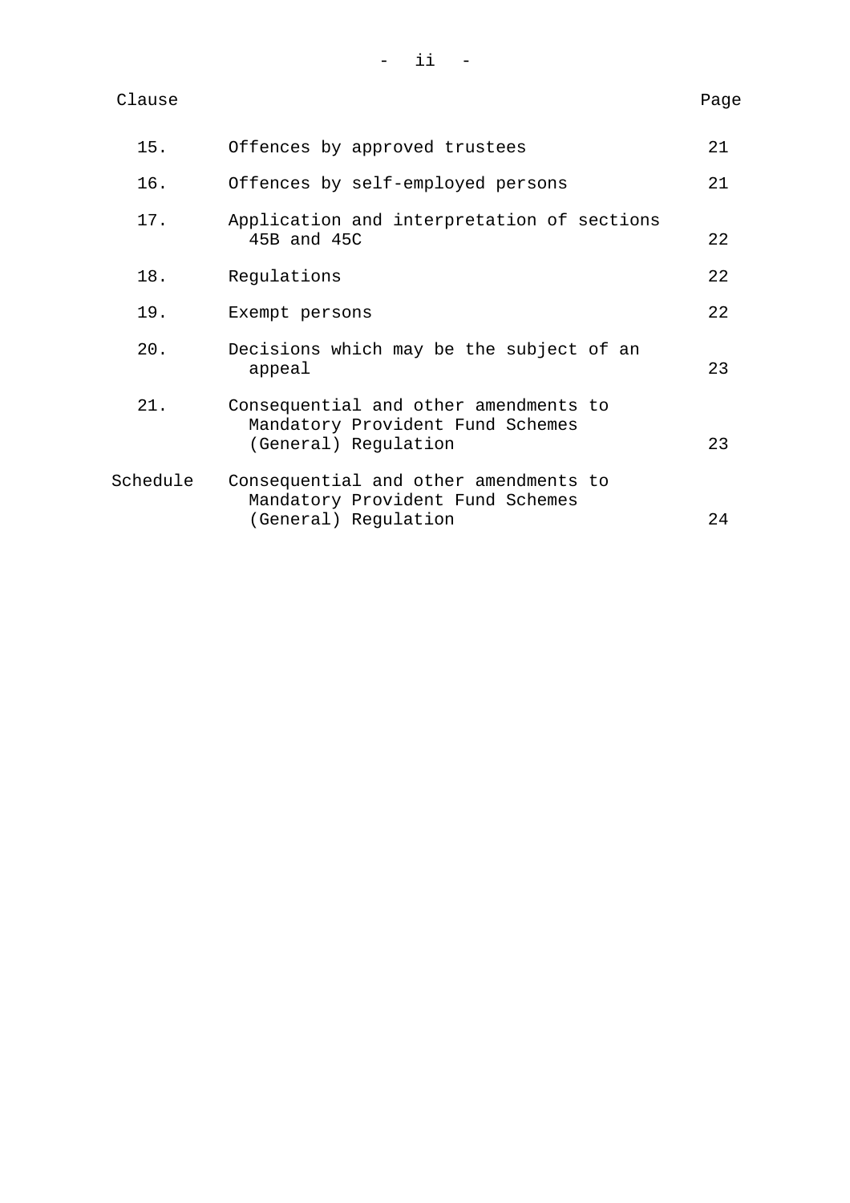| Clause | | Page |
|---|---|---|
| 15. | Offences by approved trustees | 21 |
| 16. | Offences by self-employed persons | 21 |
| 17. | Application and interpretation of sections 45B and 45C | 22 |
| 18. | Regulations | 22 |
| 19. | Exempt persons | 22 |
| 20. | Decisions which may be the subject of an appeal | 23 |
| 21. | Consequential and other amendments to Mandatory Provident Fund Schemes (General) Regulation | 23 |
| Schedule | Consequential and other amendments to Mandatory Provident Fund Schemes (General) Regulation | 24 |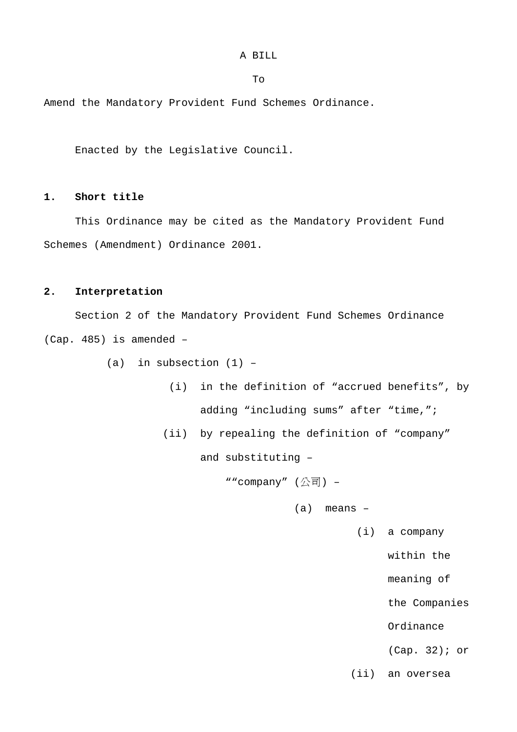A BILL

To

Amend the Mandatory Provident Fund Schemes Ordinance.

Enacted by the Legislative Council.

**1. Short title**

This Ordinance may be cited as the Mandatory Provident Fund Schemes (Amendment) Ordinance 2001.

**2. Interpretation**

Section 2 of the Mandatory Provident Fund Schemes Ordinance (Cap. 485) is amended –

(a) in subsection (1) –

(i) in the definition of “accrued benefits”, by adding “including sums” after “time,”;

(ii) by repealing the definition of “company” and substituting –

““company” (公司) –

(a) means –

(i) a company within the meaning of the Companies Ordinance (Cap. 32); or

(ii) an oversea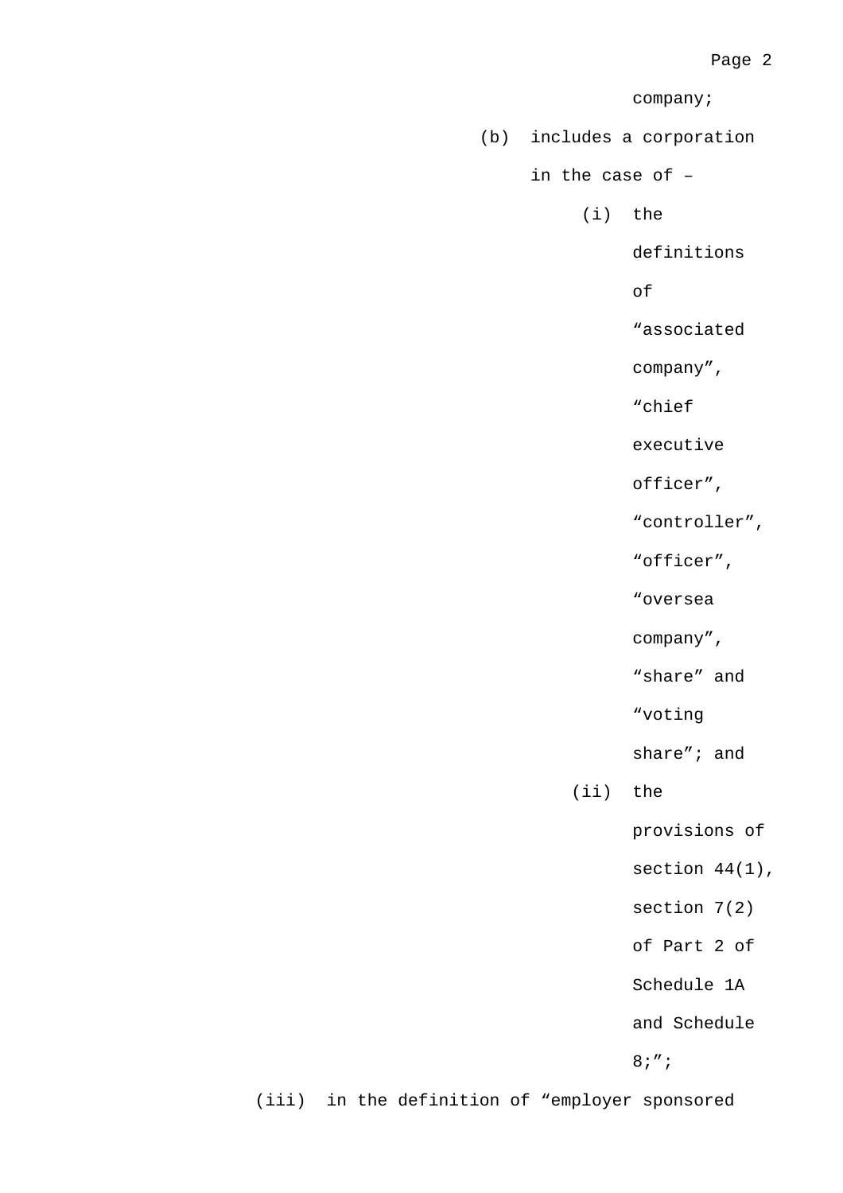company;

(b) includes a corporation in the case of –

(i) the definitions of “associated company”, “chief executive officer”, “controller”, “officer”, “oversea company”, “share” and “voting share”; and

(ii) the provisions of section 44(1), section 7(2) of Part 2 of Schedule 1A and Schedule 8;”;

(iii) in the definition of “employer sponsored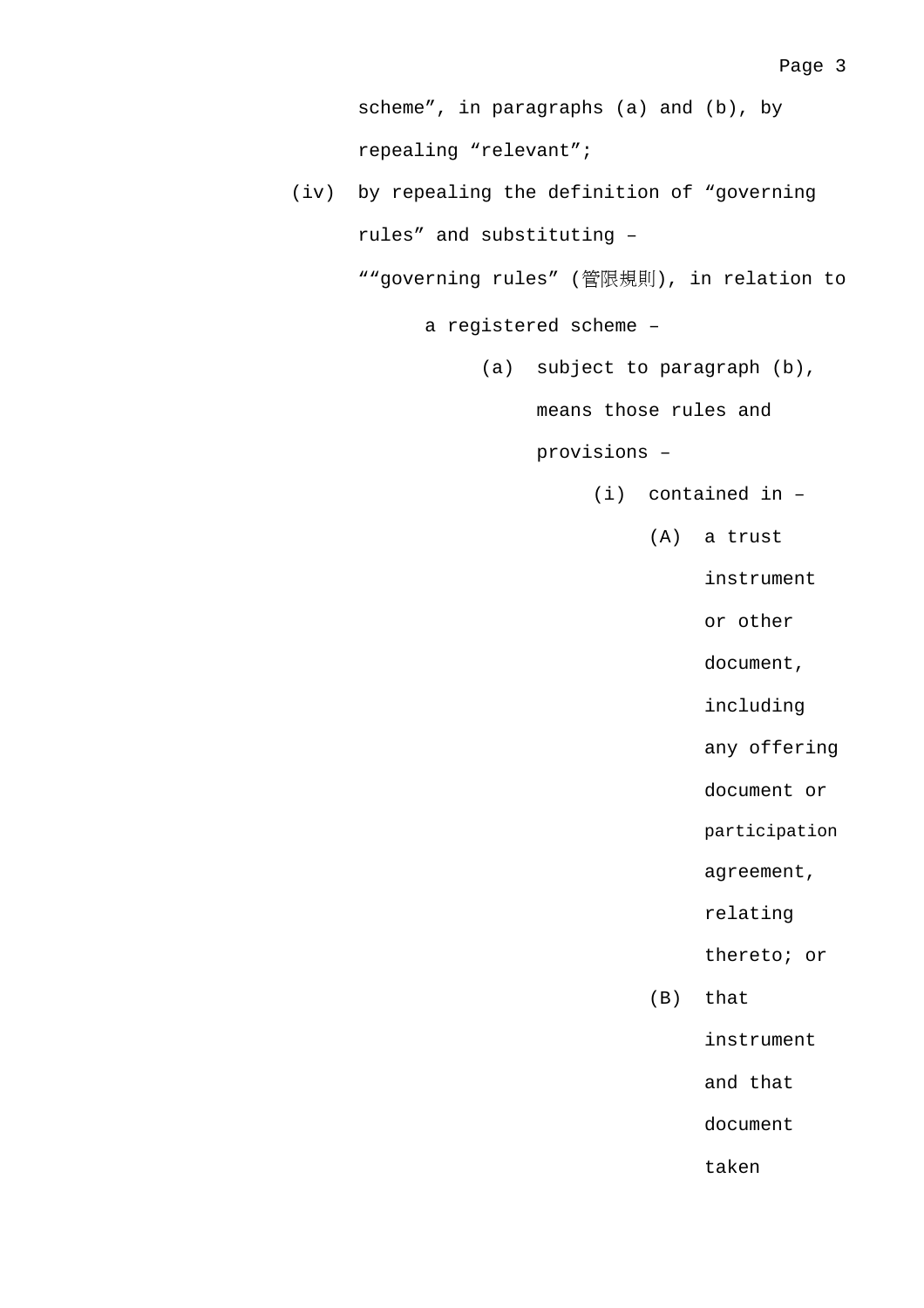scheme”, in paragraphs (a) and (b), by repealing “relevant”;

(iv) by repealing the definition of “governing rules” and substituting –

““governing rules” (管限規則), in relation to a registered scheme –

(a) subject to paragraph (b), means those rules and provisions –

(i) contained in –

(A) a trust instrument or other document, including any offering document or participation agreement, relating thereto; or

(B) that instrument and that document taken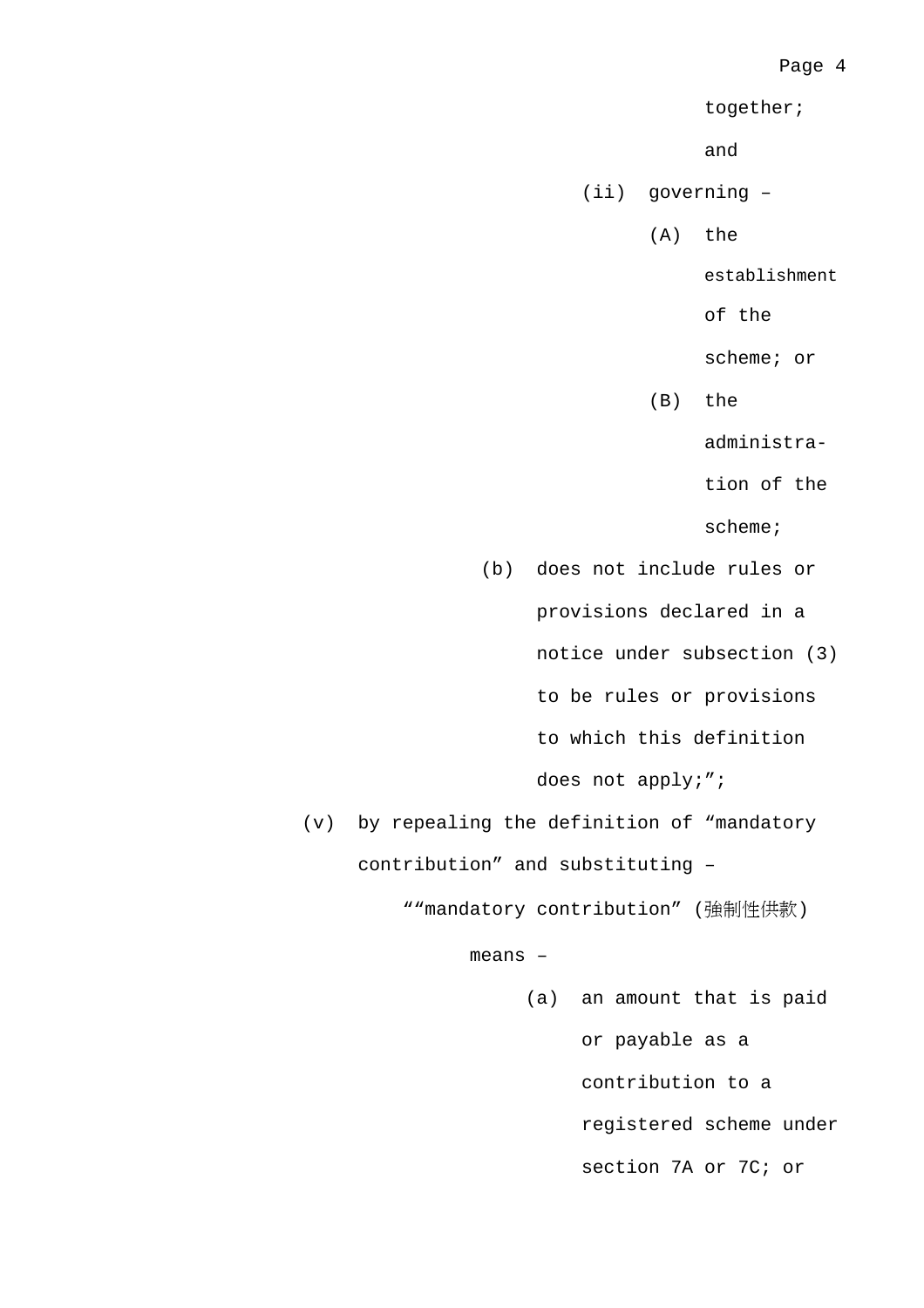together; and

(ii) governing –

(A) the establishment of the scheme; or

(B) the administration of the scheme;

(b) does not include rules or provisions declared in a notice under subsection (3) to be rules or provisions to which this definition does not apply;”;

(v) by repealing the definition of “mandatory contribution” and substituting –

““mandatory contribution” (強制性供款) means –

(a) an amount that is paid or payable as a contribution to a registered scheme under section 7A or 7C; or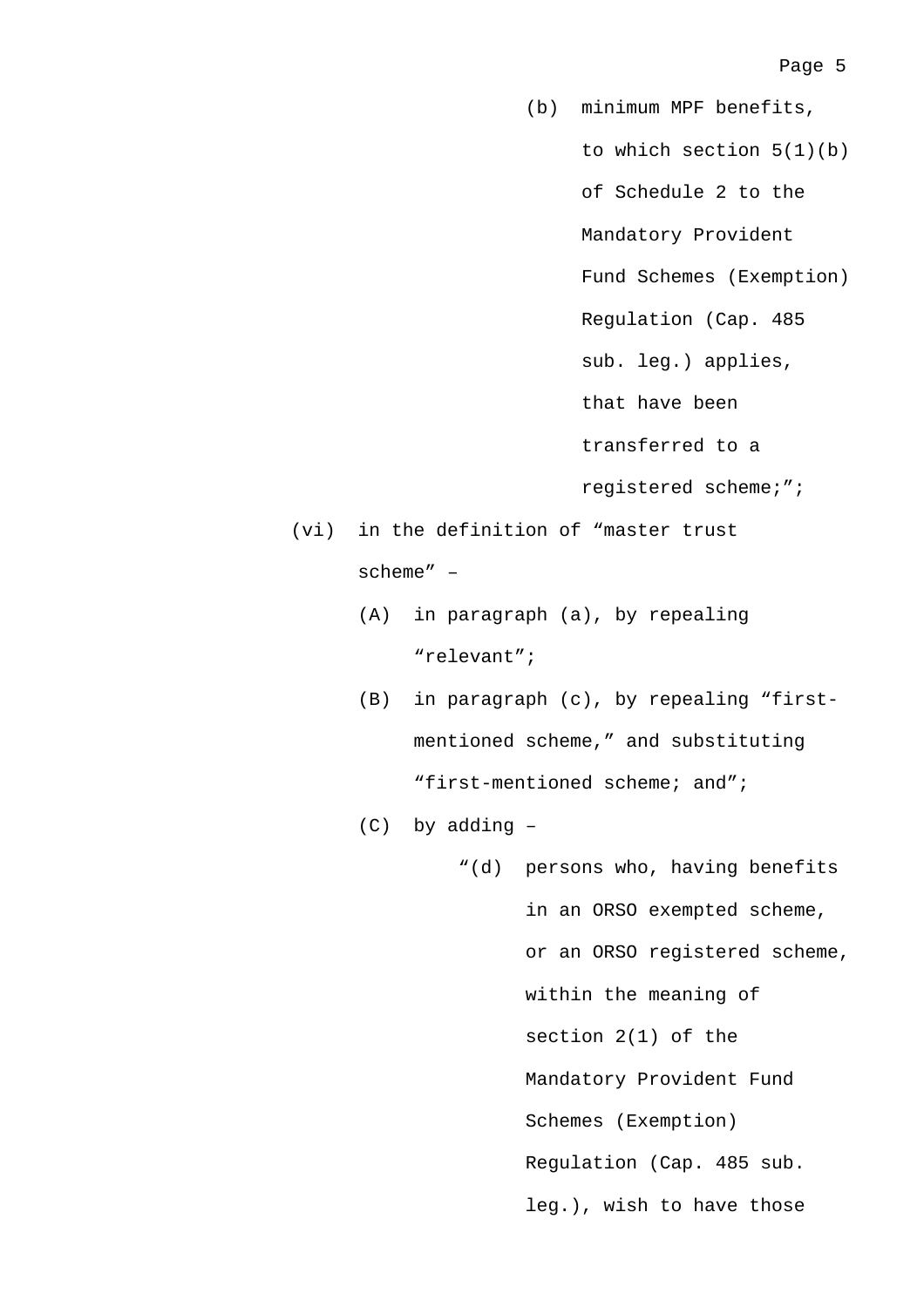(b) minimum MPF benefits, to which section 5(1)(b) of Schedule 2 to the Mandatory Provident Fund Schemes (Exemption) Regulation (Cap. 485 sub. leg.) applies, that have been transferred to a registered scheme;”;

(vi) in the definition of “master trust scheme” –

(A) in paragraph (a), by repealing “relevant”;

(B) in paragraph (c), by repealing “first-mentioned scheme,” and substituting “first-mentioned scheme; and”;

(C) by adding –

“(d) persons who, having benefits in an ORSO exempted scheme, or an ORSO registered scheme, within the meaning of section 2(1) of the Mandatory Provident Fund Schemes (Exemption) Regulation (Cap. 485 sub. leg.), wish to have those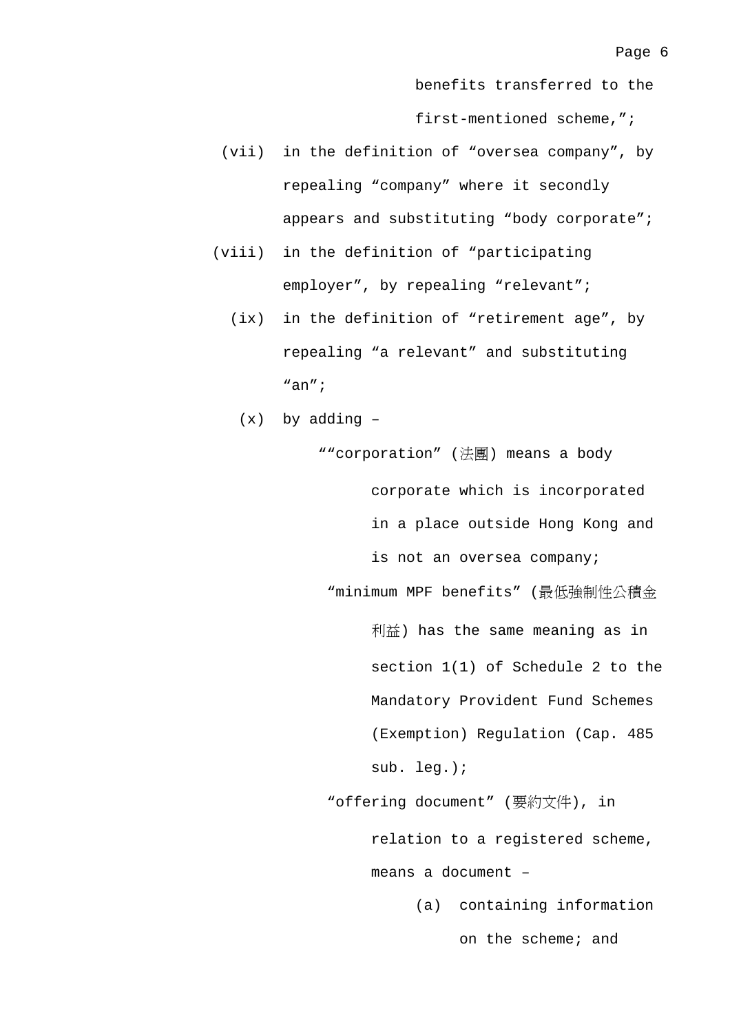benefits transferred to the first-mentioned scheme,”;

(vii) in the definition of “oversea company”, by repealing “company” where it secondly appears and substituting “body corporate”;

(viii) in the definition of “participating employer”, by repealing “relevant”;

(ix) in the definition of “retirement age”, by repealing “a relevant” and substituting “an”;

(x) by adding –

““corporation” (法團) means a body corporate which is incorporated in a place outside Hong Kong and is not an oversea company;

“minimum MPF benefits” (最低強制性公積金利益) has the same meaning as in section 1(1) of Schedule 2 to the Mandatory Provident Fund Schemes (Exemption) Regulation (Cap. 485 sub. leg.);

“offering document” (要約文件), in relation to a registered scheme, means a document –

(a) containing information on the scheme; and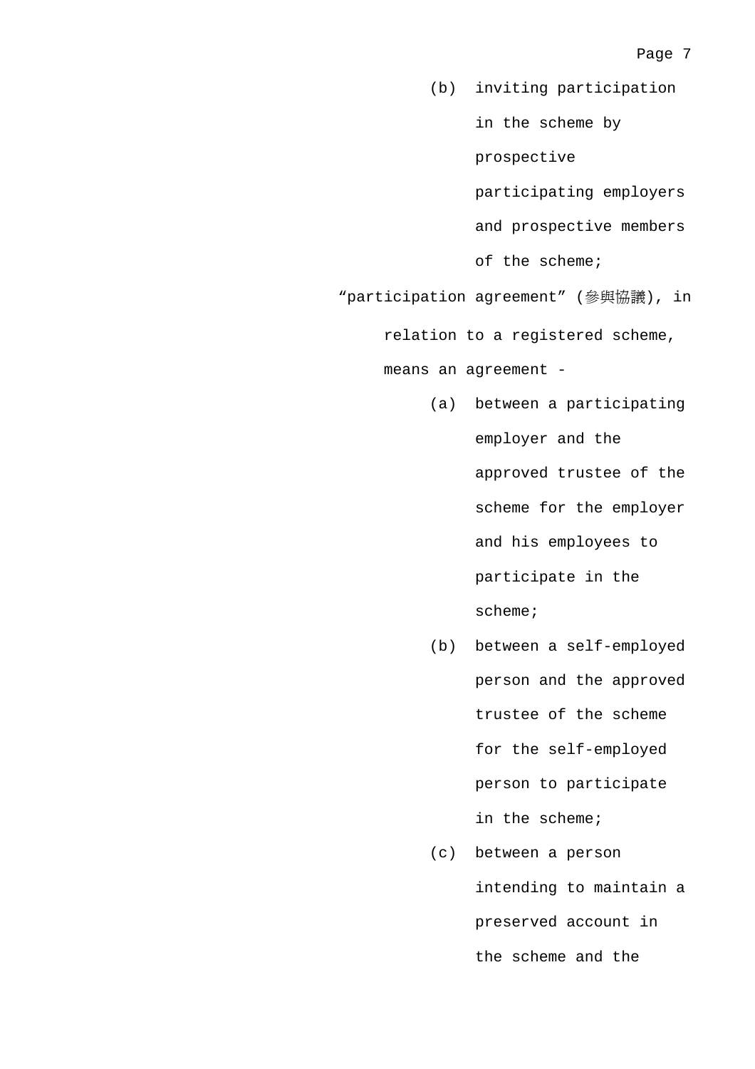(b) inviting participation in the scheme by prospective participating employers and prospective members of the scheme;

“participation agreement” (參與協議), in relation to a registered scheme, means an agreement -

(a) between a participating employer and the approved trustee of the scheme for the employer and his employees to participate in the scheme;

(b) between a self-employed person and the approved trustee of the scheme for the self-employed person to participate in the scheme;

(c) between a person intending to maintain a preserved account in the scheme and the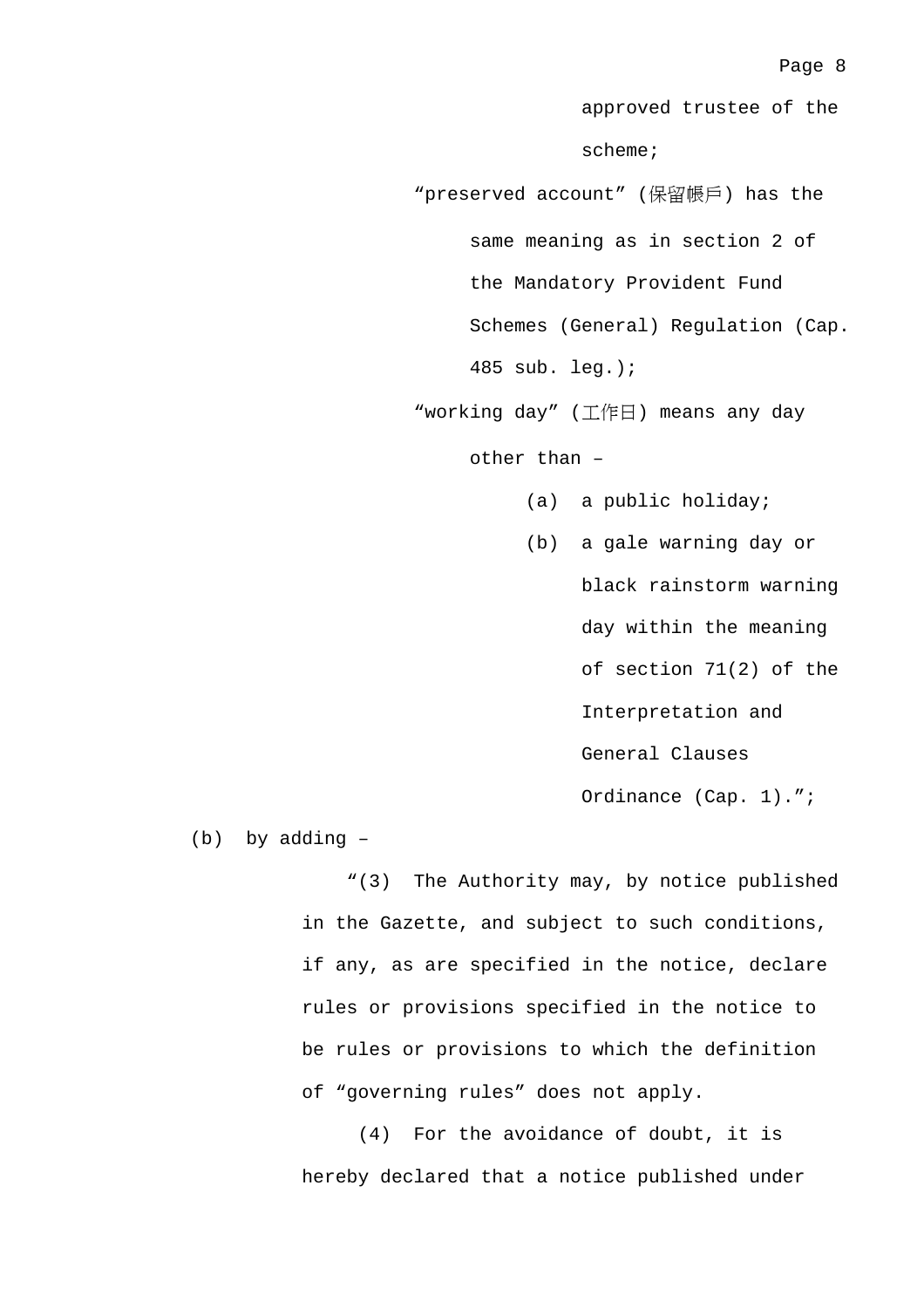approved trustee of the scheme;

"preserved account" (保留帳戶) has the same meaning as in section 2 of the Mandatory Provident Fund Schemes (General) Regulation (Cap. 485 sub. leg.);

"working day" (工作日) means any day other than –

(a) a public holiday;

(b) a gale warning day or black rainstorm warning day within the meaning of section 71(2) of the Interpretation and General Clauses Ordinance (Cap. 1).";

(b) by adding –

"(3) The Authority may, by notice published in the Gazette, and subject to such conditions, if any, as are specified in the notice, declare rules or provisions specified in the notice to be rules or provisions to which the definition of "governing rules" does not apply.

(4) For the avoidance of doubt, it is hereby declared that a notice published under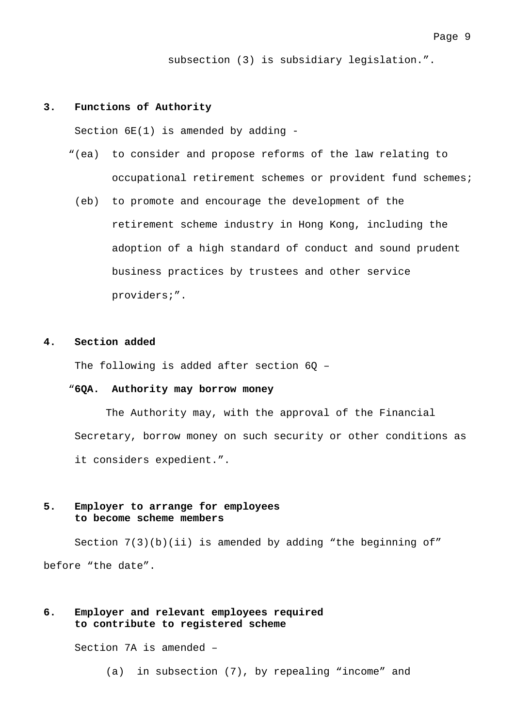subsection (3) is subsidiary legislation.”.

**3. Functions of Authority**

Section 6E(1) is amended by adding -

“(ea) to consider and propose reforms of the law relating to occupational retirement schemes or provident fund schemes;

(eb) to promote and encourage the development of the retirement scheme industry in Hong Kong, including the adoption of a high standard of conduct and sound prudent business practices by trustees and other service providers;”.

**4. Section added**

The following is added after section 6Q –

“**6QA. Authority may borrow money**

The Authority may, with the approval of the Financial Secretary, borrow money on such security or other conditions as it considers expedient.”.

**5. Employer to arrange for employees to become scheme members**

Section 7(3)(b)(ii) is amended by adding “the beginning of” before “the date”.

**6. Employer and relevant employees required to contribute to registered scheme**

Section 7A is amended –

(a) in subsection (7), by repealing “income” and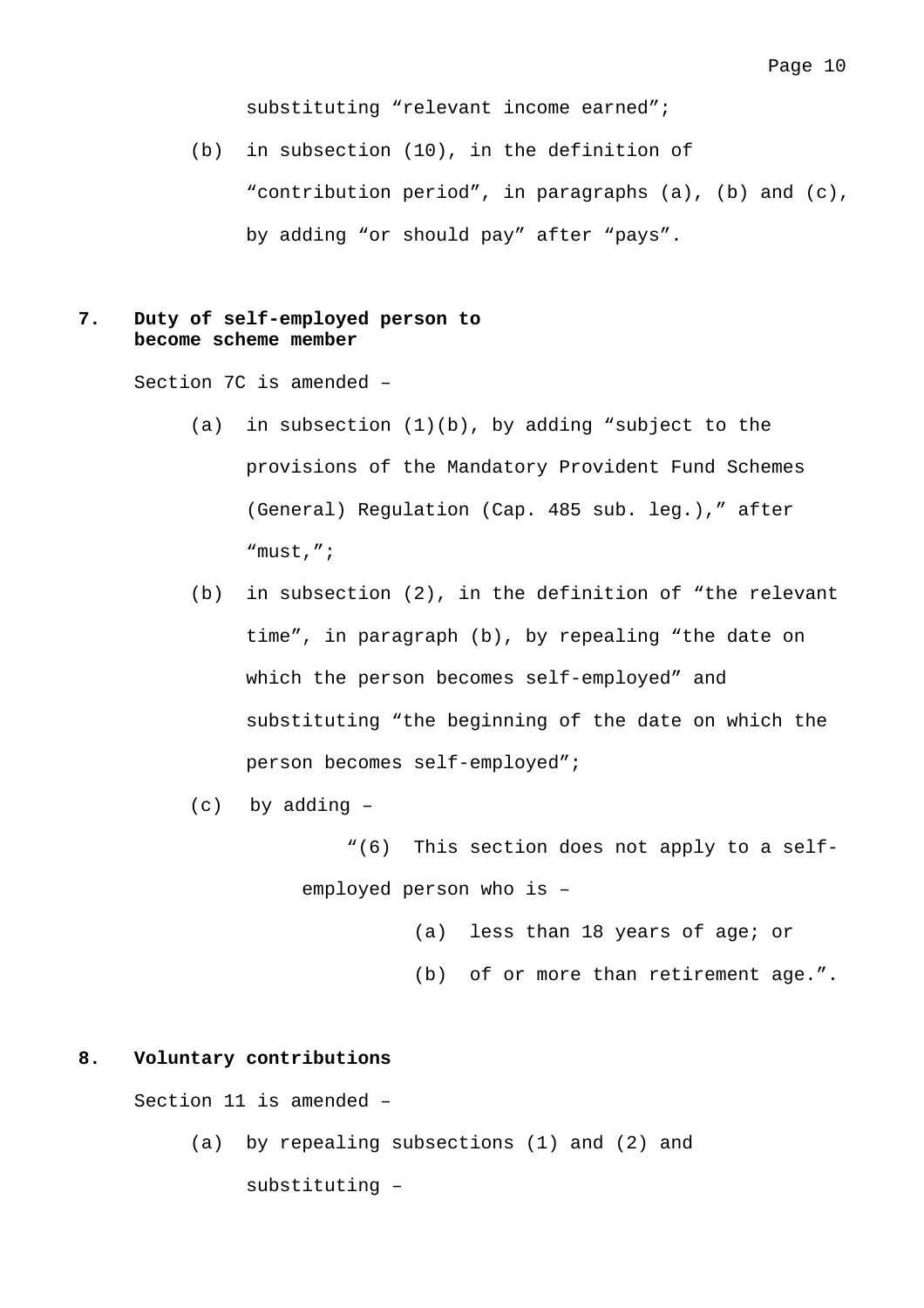substituting “relevant income earned”;

(b) in subsection (10), in the definition of “contribution period”, in paragraphs (a), (b) and (c), by adding “or should pay” after “pays”.

**7. Duty of self-employed person to become scheme member**

Section 7C is amended –

(a) in subsection (1)(b), by adding “subject to the provisions of the Mandatory Provident Fund Schemes (General) Regulation (Cap. 485 sub. leg.),” after “must,”;

(b) in subsection (2), in the definition of “the relevant time”, in paragraph (b), by repealing “the date on which the person becomes self-employed” and substituting “the beginning of the date on which the person becomes self-employed”;

(c) by adding –

“(6) This section does not apply to a self-employed person who is –

(a) less than 18 years of age; or

(b) of or more than retirement age.”.

**8. Voluntary contributions**

Section 11 is amended –

(a) by repealing subsections (1) and (2) and substituting –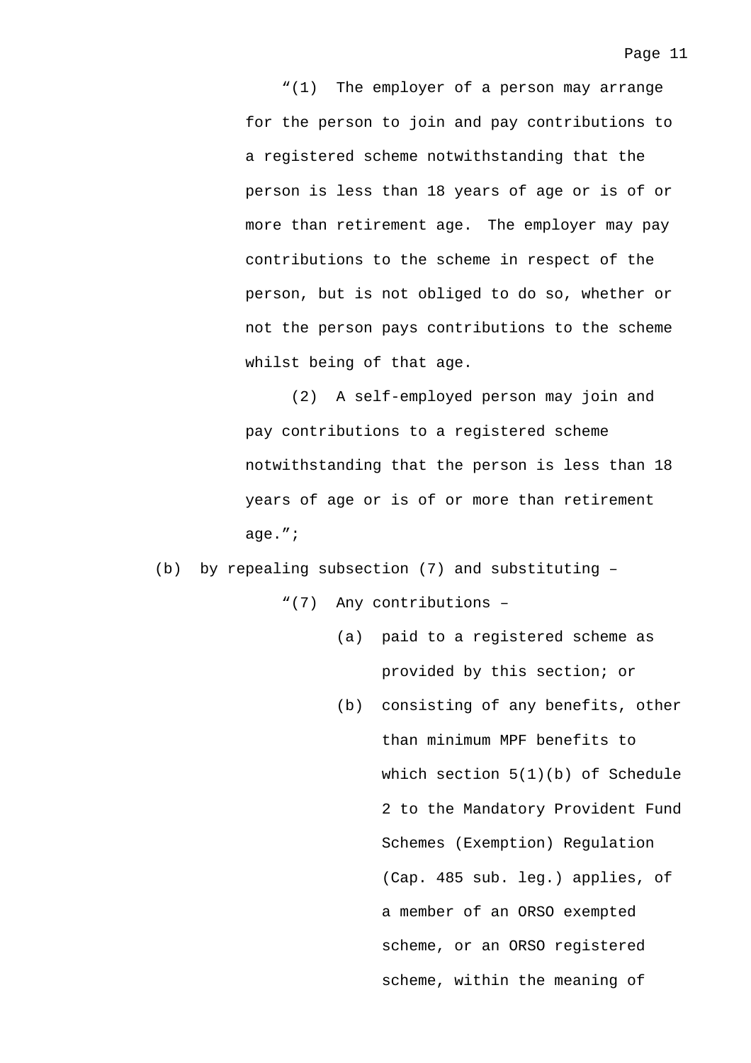"(1) The employer of a person may arrange for the person to join and pay contributions to a registered scheme notwithstanding that the person is less than 18 years of age or is of or more than retirement age. The employer may pay contributions to the scheme in respect of the person, but is not obliged to do so, whether or not the person pays contributions to the scheme whilst being of that age.

(2) A self-employed person may join and pay contributions to a registered scheme notwithstanding that the person is less than 18 years of age or is of or more than retirement age.";

(b) by repealing subsection (7) and substituting –

"(7) Any contributions –

(a) paid to a registered scheme as provided by this section; or

(b) consisting of any benefits, other than minimum MPF benefits to which section 5(1)(b) of Schedule 2 to the Mandatory Provident Fund Schemes (Exemption) Regulation (Cap. 485 sub. leg.) applies, of a member of an ORSO exempted scheme, or an ORSO registered scheme, within the meaning of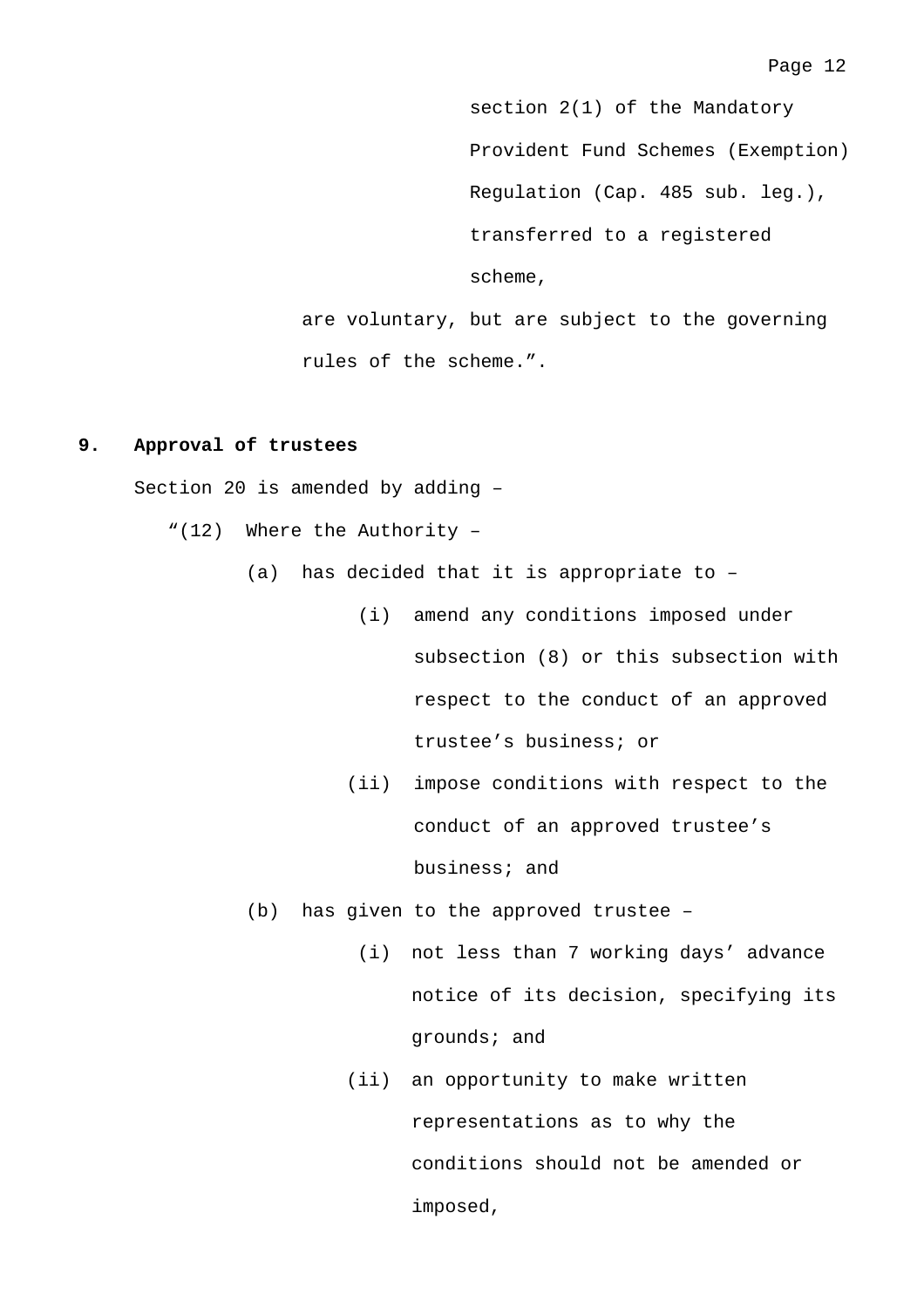section 2(1) of the Mandatory Provident Fund Schemes (Exemption) Regulation (Cap. 485 sub. leg.), transferred to a registered scheme,

are voluntary, but are subject to the governing rules of the scheme.".

**9. Approval of trustees**

Section 20 is amended by adding –

"(12) Where the Authority –

(a) has decided that it is appropriate to –

(i) amend any conditions imposed under subsection (8) or this subsection with respect to the conduct of an approved trustee's business; or

(ii) impose conditions with respect to the conduct of an approved trustee's business; and

(b) has given to the approved trustee –

(i) not less than 7 working days' advance notice of its decision, specifying its grounds; and

(ii) an opportunity to make written representations as to why the conditions should not be amended or imposed,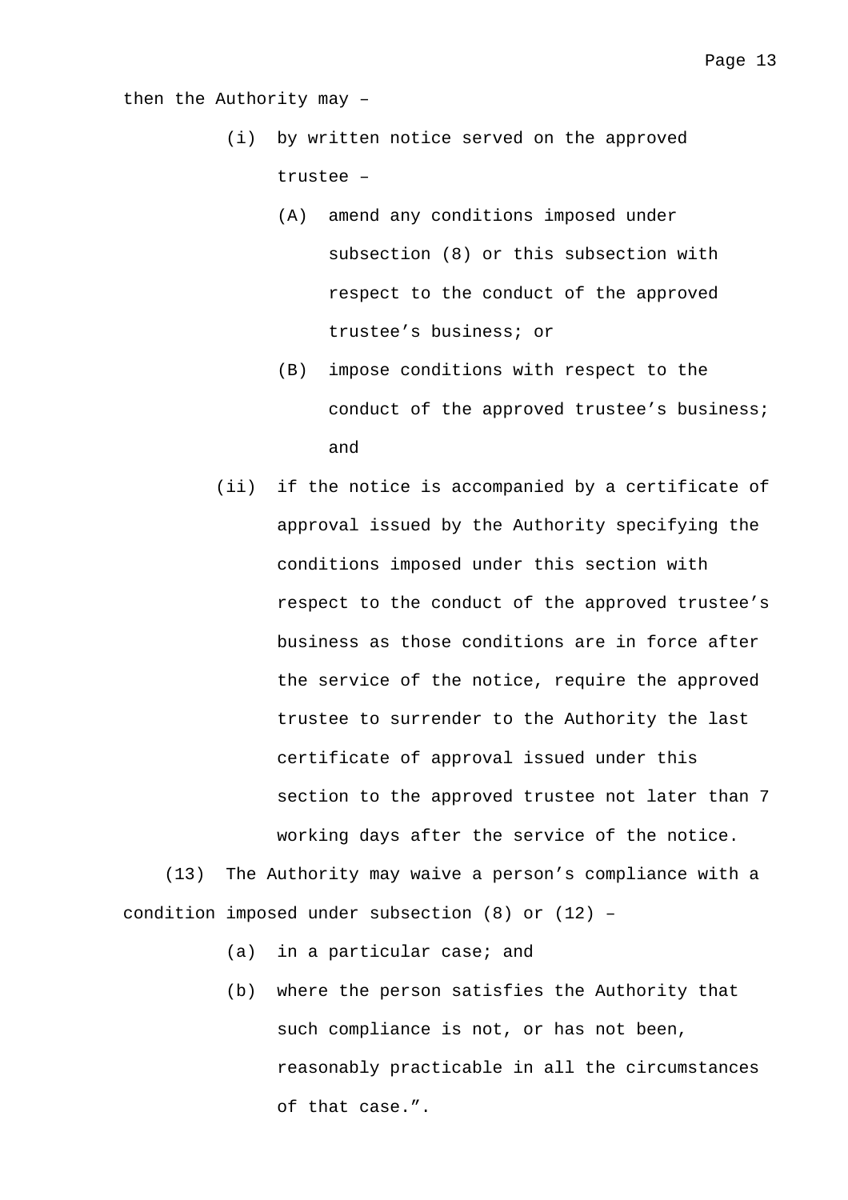then the Authority may –

- (i) by written notice served on the approved trustee –
  - (A) amend any conditions imposed under subsection (8) or this subsection with respect to the conduct of the approved trustee’s business; or
  - (B) impose conditions with respect to the conduct of the approved trustee’s business; and
- (ii) if the notice is accompanied by a certificate of approval issued by the Authority specifying the conditions imposed under this section with respect to the conduct of the approved trustee’s business as those conditions are in force after the service of the notice, require the approved trustee to surrender to the Authority the last certificate of approval issued under this section to the approved trustee not later than 7 working days after the service of the notice.

(13) The Authority may waive a person’s compliance with a condition imposed under subsection (8) or (12) –

- (a) in a particular case; and
- (b) where the person satisfies the Authority that such compliance is not, or has not been, reasonably practicable in all the circumstances of that case.”.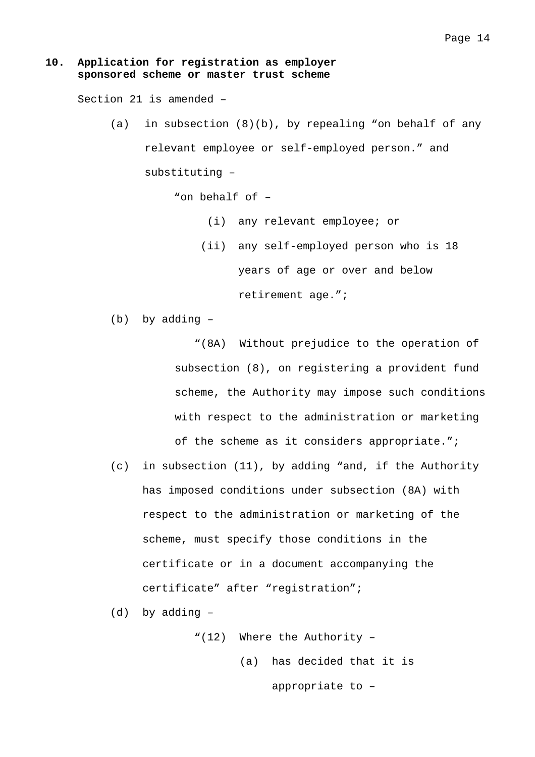**10. Application for registration as employer sponsored scheme or master trust scheme**

Section 21 is amended –

(a) in subsection (8)(b), by repealing "on behalf of any relevant employee or self-employed person." and substituting –

"on behalf of –

(i) any relevant employee; or

(ii) any self-employed person who is 18 years of age or over and below retirement age.";

(b) by adding –

"(8A) Without prejudice to the operation of subsection (8), on registering a provident fund scheme, the Authority may impose such conditions with respect to the administration or marketing of the scheme as it considers appropriate.";

(c) in subsection (11), by adding "and, if the Authority has imposed conditions under subsection (8A) with respect to the administration or marketing of the scheme, must specify those conditions in the certificate or in a document accompanying the certificate" after "registration";

(d) by adding –

"(12) Where the Authority –

(a) has decided that it is appropriate to –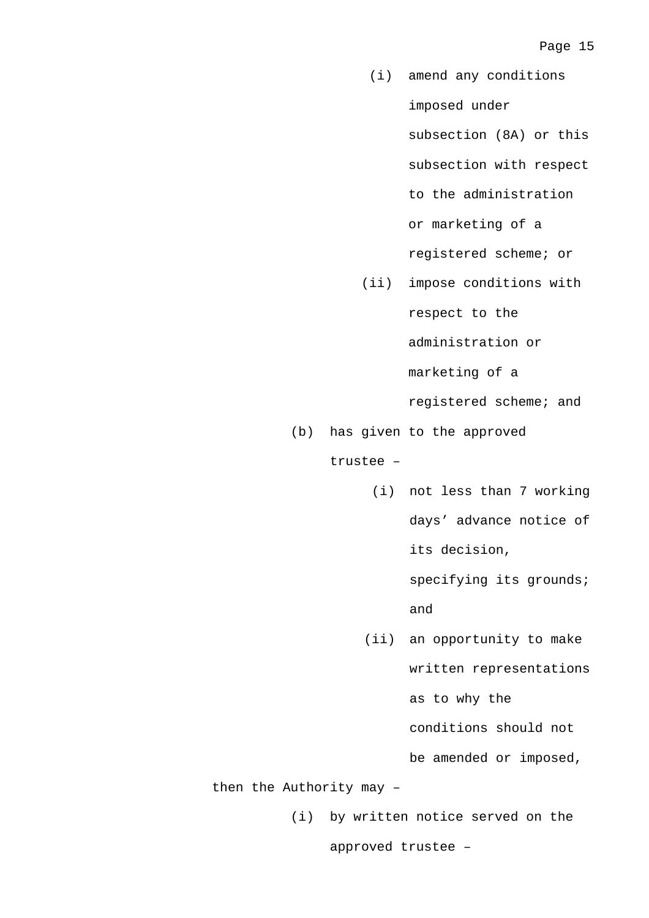(i) amend any conditions imposed under subsection (8A) or this subsection with respect to the administration or marketing of a registered scheme; or

(ii) impose conditions with respect to the administration or marketing of a registered scheme; and

(b) has given to the approved trustee –

(i) not less than 7 working days’ advance notice of its decision, specifying its grounds; and

(ii) an opportunity to make written representations as to why the conditions should not be amended or imposed,

then the Authority may –

(i) by written notice served on the approved trustee –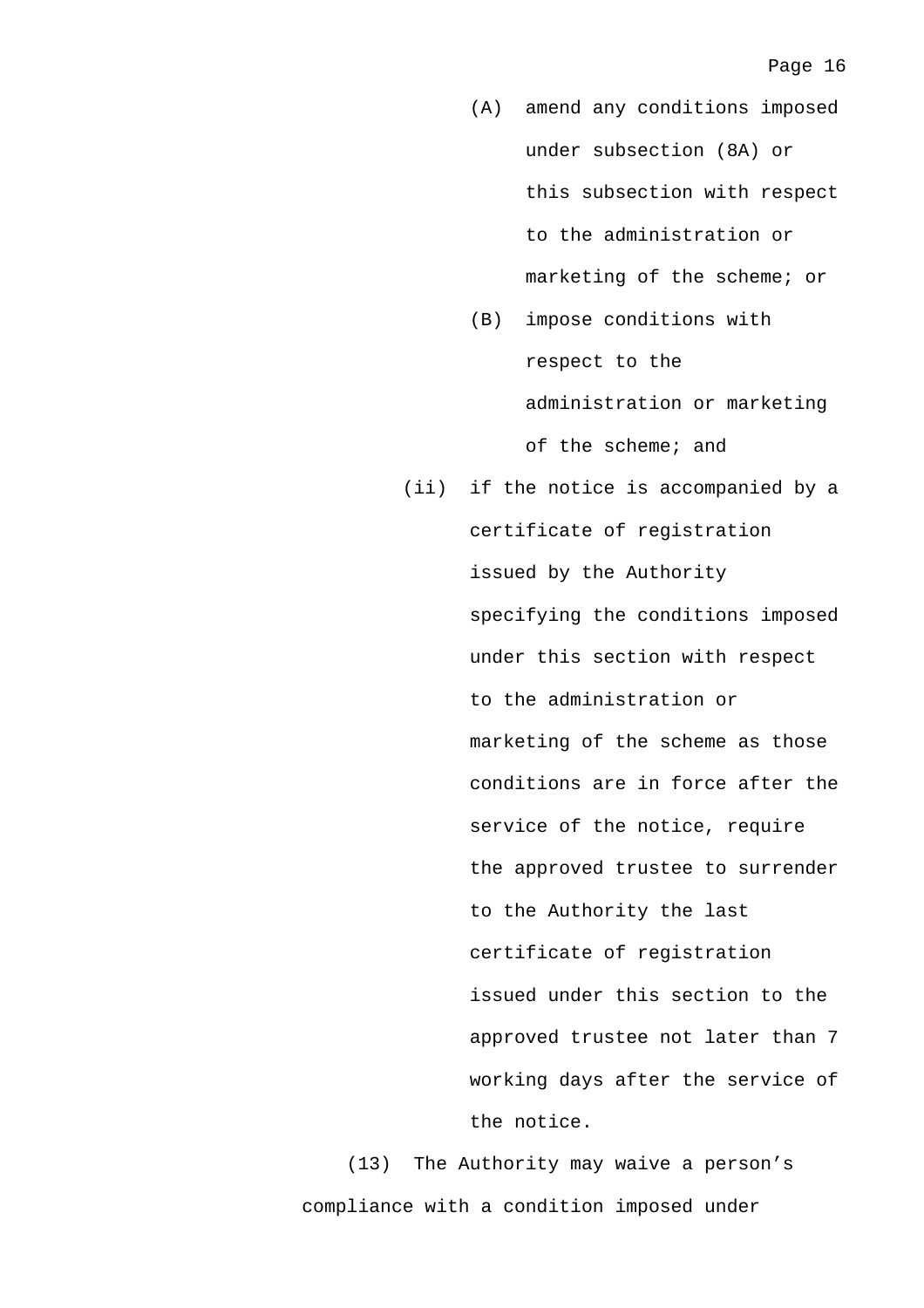(A) amend any conditions imposed under subsection (8A) or this subsection with respect to the administration or marketing of the scheme; or

(B) impose conditions with respect to the administration or marketing of the scheme; and

(ii) if the notice is accompanied by a certificate of registration issued by the Authority specifying the conditions imposed under this section with respect to the administration or marketing of the scheme as those conditions are in force after the service of the notice, require the approved trustee to surrender to the Authority the last certificate of registration issued under this section to the approved trustee not later than 7 working days after the service of the notice.

(13) The Authority may waive a person's compliance with a condition imposed under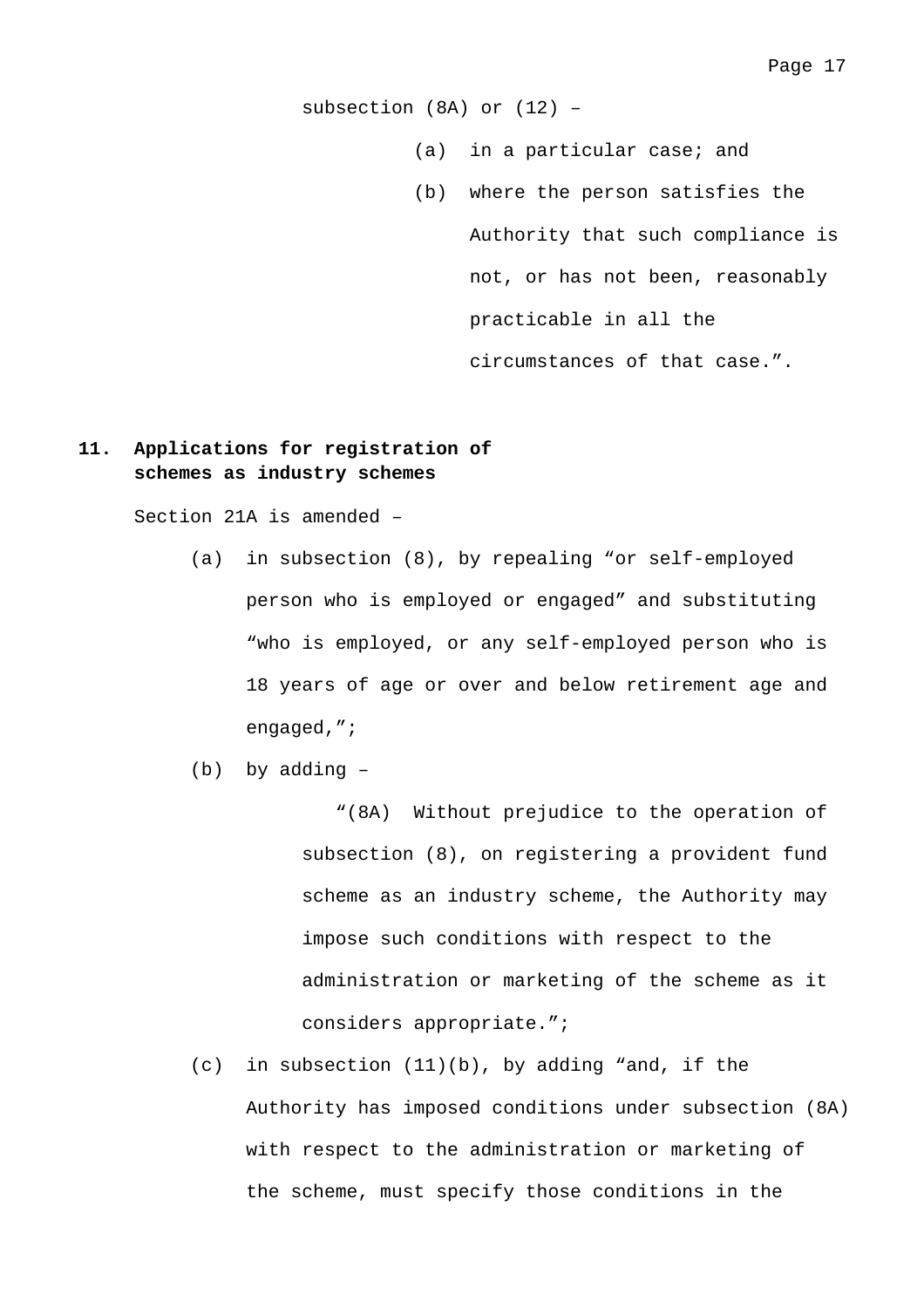subsection (8A) or (12) –

(a) in a particular case; and

(b) where the person satisfies the Authority that such compliance is not, or has not been, reasonably practicable in all the circumstances of that case.”.

**11. Applications for registration of schemes as industry schemes**

Section 21A is amended –

(a) in subsection (8), by repealing “or self-employed person who is employed or engaged” and substituting “who is employed, or any self-employed person who is 18 years of age or over and below retirement age and engaged,”;

(b) by adding –

“(8A) Without prejudice to the operation of subsection (8), on registering a provident fund scheme as an industry scheme, the Authority may impose such conditions with respect to the administration or marketing of the scheme as it considers appropriate.”;

(c) in subsection (11)(b), by adding “and, if the Authority has imposed conditions under subsection (8A) with respect to the administration or marketing of the scheme, must specify those conditions in the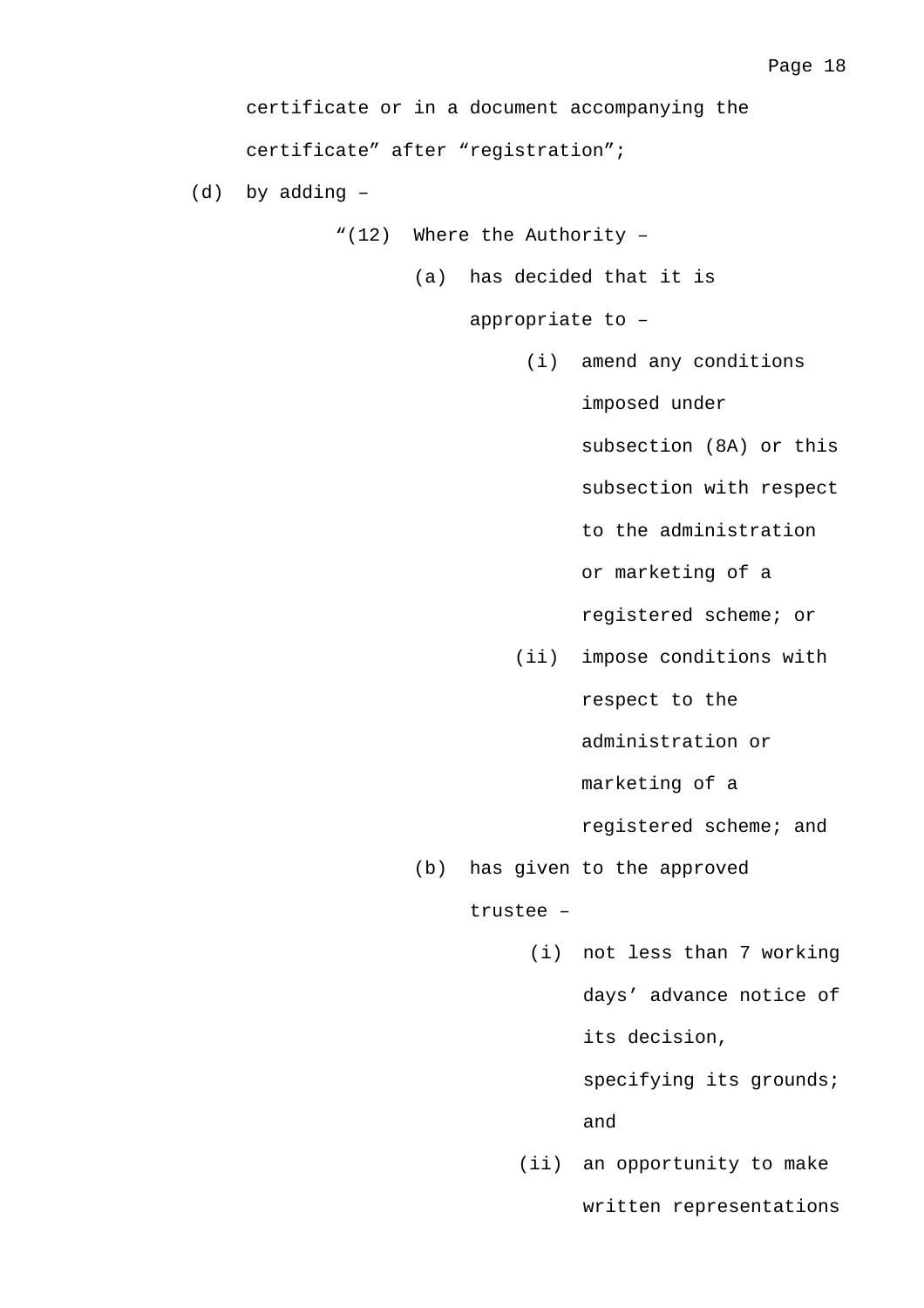certificate or in a document accompanying the certificate” after “registration”;

(d) by adding –

“(12) Where the Authority –

(a) has decided that it is appropriate to –

(i) amend any conditions imposed under subsection (8A) or this subsection with respect to the administration or marketing of a registered scheme; or

(ii) impose conditions with respect to the administration or marketing of a registered scheme; and

(b) has given to the approved trustee –

(i) not less than 7 working days’ advance notice of its decision, specifying its grounds; and

(ii) an opportunity to make written representations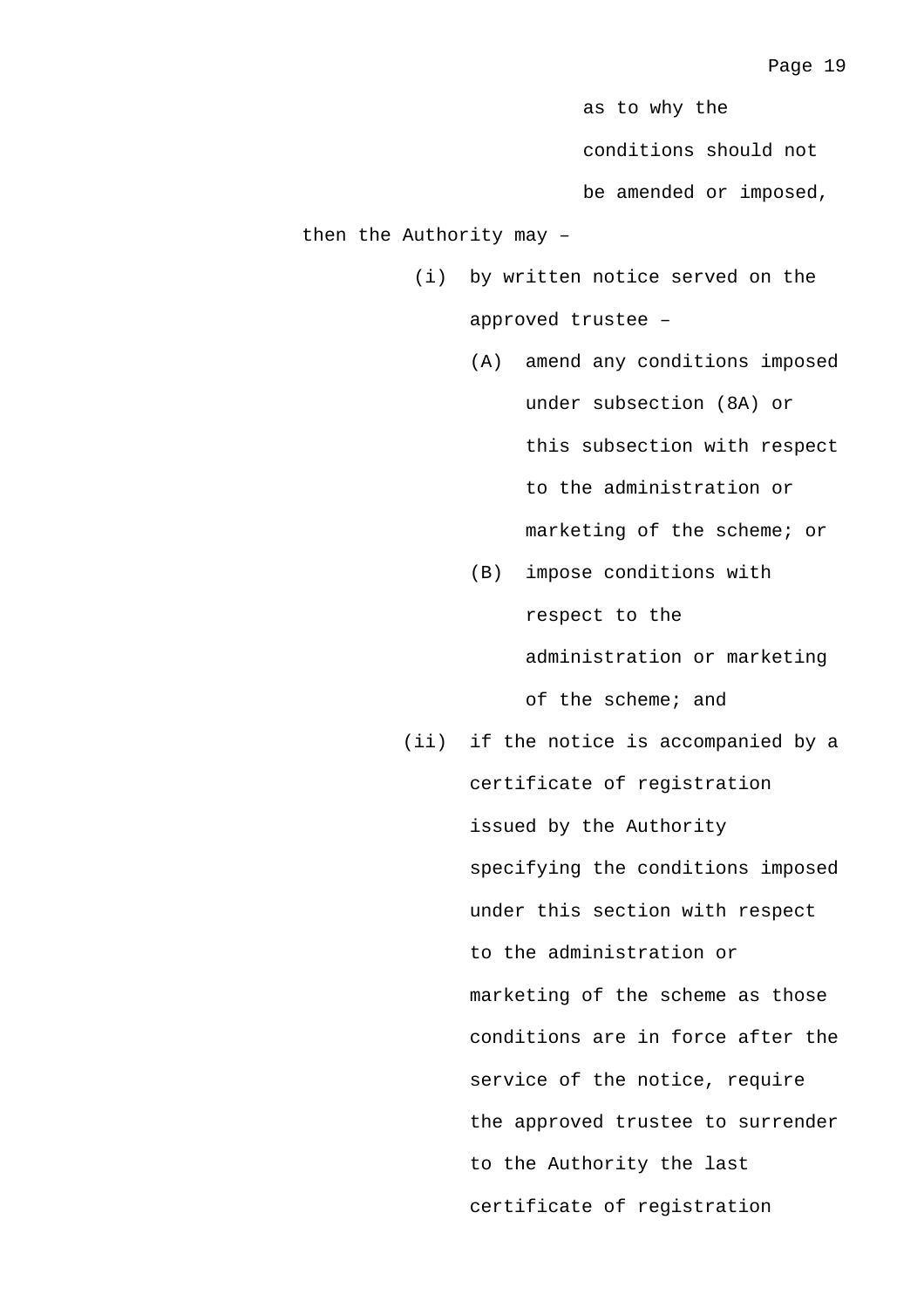as to why the conditions should not be amended or imposed,

then the Authority may –

(i) by written notice served on the approved trustee –

(A) amend any conditions imposed under subsection (8A) or this subsection with respect to the administration or marketing of the scheme; or

(B) impose conditions with respect to the administration or marketing of the scheme; and

(ii) if the notice is accompanied by a certificate of registration issued by the Authority specifying the conditions imposed under this section with respect to the administration or marketing of the scheme as those conditions are in force after the service of the notice, require the approved trustee to surrender to the Authority the last certificate of registration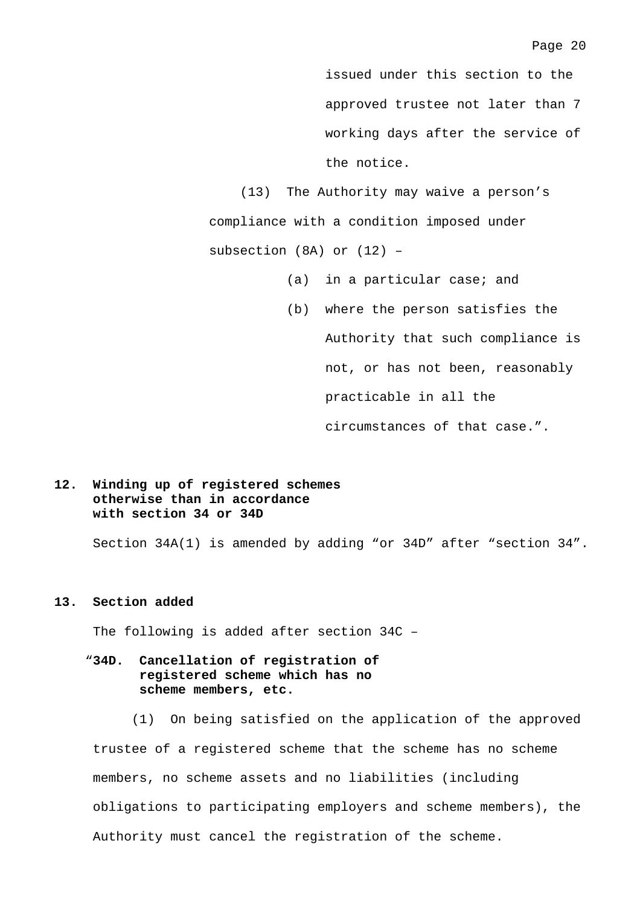issued under this section to the approved trustee not later than 7 working days after the service of the notice.

(13) The Authority may waive a person’s compliance with a condition imposed under subsection (8A) or (12) –

(a) in a particular case; and

(b) where the person satisfies the Authority that such compliance is not, or has not been, reasonably practicable in all the circumstances of that case.”.

**12. Winding up of registered schemes otherwise than in accordance with section 34 or 34D**

Section 34A(1) is amended by adding “or 34D” after “section 34”.

**13. Section added**

The following is added after section 34C –

“**34D. Cancellation of registration of registered scheme which has no scheme members, etc.**

(1) On being satisfied on the application of the approved trustee of a registered scheme that the scheme has no scheme members, no scheme assets and no liabilities (including obligations to participating employers and scheme members), the Authority must cancel the registration of the scheme.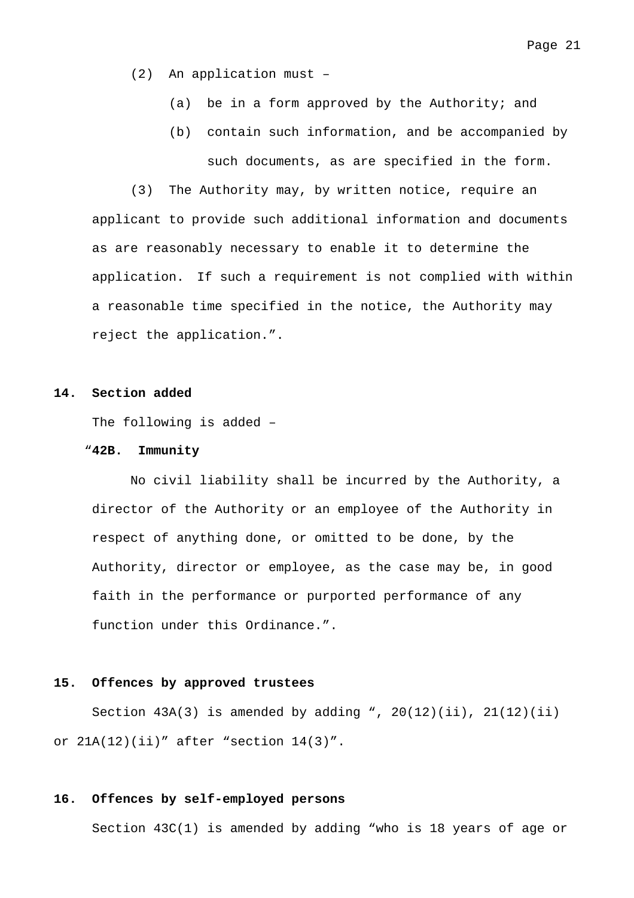(2) An application must –

(a) be in a form approved by the Authority; and

(b) contain such information, and be accompanied by such documents, as are specified in the form.

(3) The Authority may, by written notice, require an applicant to provide such additional information and documents as are reasonably necessary to enable it to determine the application. If such a requirement is not complied with within a reasonable time specified in the notice, the Authority may reject the application.”.

**14. Section added**

The following is added –

“**42B. Immunity**

No civil liability shall be incurred by the Authority, a director of the Authority or an employee of the Authority in respect of anything done, or omitted to be done, by the Authority, director or employee, as the case may be, in good faith in the performance or purported performance of any function under this Ordinance.”.

**15. Offences by approved trustees**

Section 43A(3) is amended by adding “, 20(12)(ii), 21(12)(ii) or 21A(12)(ii)” after “section 14(3)”.

**16. Offences by self-employed persons**

Section 43C(1) is amended by adding “who is 18 years of age or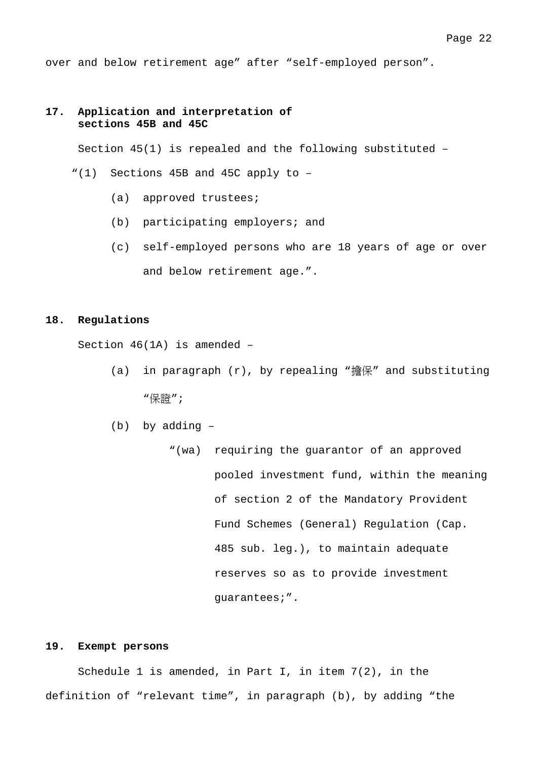over and below retirement age" after "self-employed person".

**17. Application and interpretation of sections 45B and 45C**

Section 45(1) is repealed and the following substituted –

"(1) Sections 45B and 45C apply to –

(a) approved trustees;

(b) participating employers; and

(c) self-employed persons who are 18 years of age or over and below retirement age.".

**18. Regulations**

Section 46(1A) is amended –

(a) in paragraph (r), by repealing "擔保" and substituting "保證";

(b) by adding –

"(wa) requiring the guarantor of an approved pooled investment fund, within the meaning of section 2 of the Mandatory Provident Fund Schemes (General) Regulation (Cap. 485 sub. leg.), to maintain adequate reserves so as to provide investment guarantees;".

**19. Exempt persons**

Schedule 1 is amended, in Part I, in item 7(2), in the definition of "relevant time", in paragraph (b), by adding "the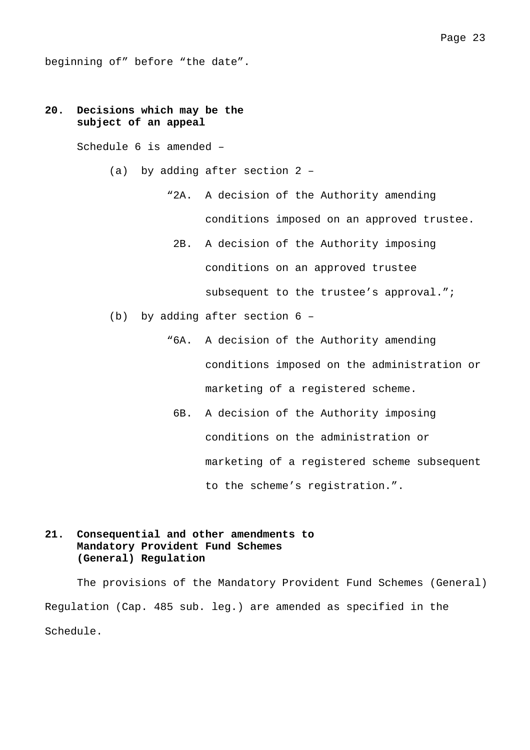beginning of” before “the date”.

**20. Decisions which may be the subject of an appeal**

Schedule 6 is amended –

(a) by adding after section 2 –

“2A. A decision of the Authority amending conditions imposed on an approved trustee.

2B. A decision of the Authority imposing conditions on an approved trustee subsequent to the trustee’s approval.”;

(b) by adding after section 6 –

“6A. A decision of the Authority amending conditions imposed on the administration or marketing of a registered scheme.

6B. A decision of the Authority imposing conditions on the administration or marketing of a registered scheme subsequent to the scheme’s registration.”.

**21. Consequential and other amendments to Mandatory Provident Fund Schemes (General) Regulation**

The provisions of the Mandatory Provident Fund Schemes (General) Regulation (Cap. 485 sub. leg.) are amended as specified in the Schedule.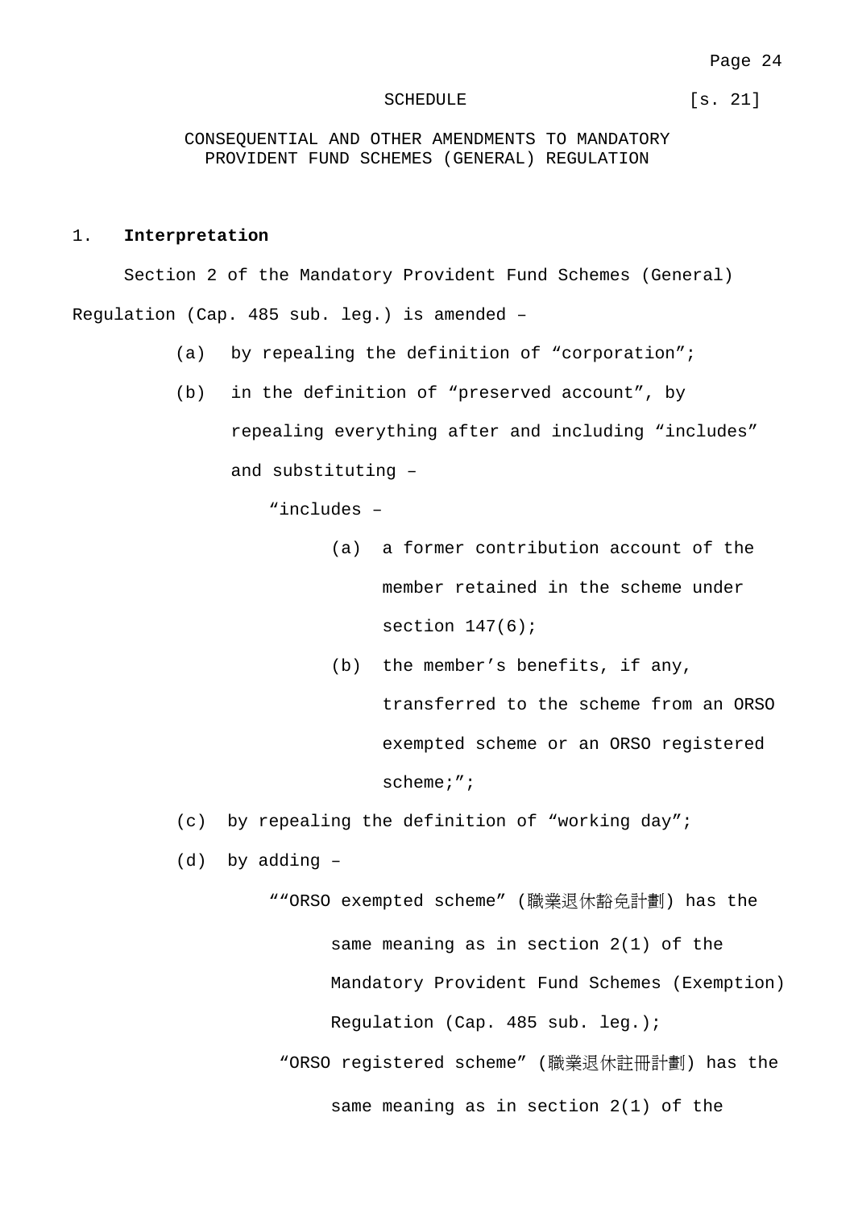SCHEDULE [s. 21]

CONSEQUENTIAL AND OTHER AMENDMENTS TO MANDATORY PROVIDENT FUND SCHEMES (GENERAL) REGULATION

1. **Interpretation**

Section 2 of the Mandatory Provident Fund Schemes (General) Regulation (Cap. 485 sub. leg.) is amended –

(a) by repealing the definition of “corporation”;

(b) in the definition of “preserved account”, by repealing everything after and including “includes” and substituting –

“includes –

(a) a former contribution account of the member retained in the scheme under section 147(6);

(b) the member’s benefits, if any, transferred to the scheme from an ORSO exempted scheme or an ORSO registered scheme;”;

(c) by repealing the definition of “working day”;

(d) by adding –

““ORSO exempted scheme” (職業退休豁免計劃) has the same meaning as in section 2(1) of the Mandatory Provident Fund Schemes (Exemption) Regulation (Cap. 485 sub. leg.);

“ORSO registered scheme” (職業退休註冊計劃) has the same meaning as in section 2(1) of the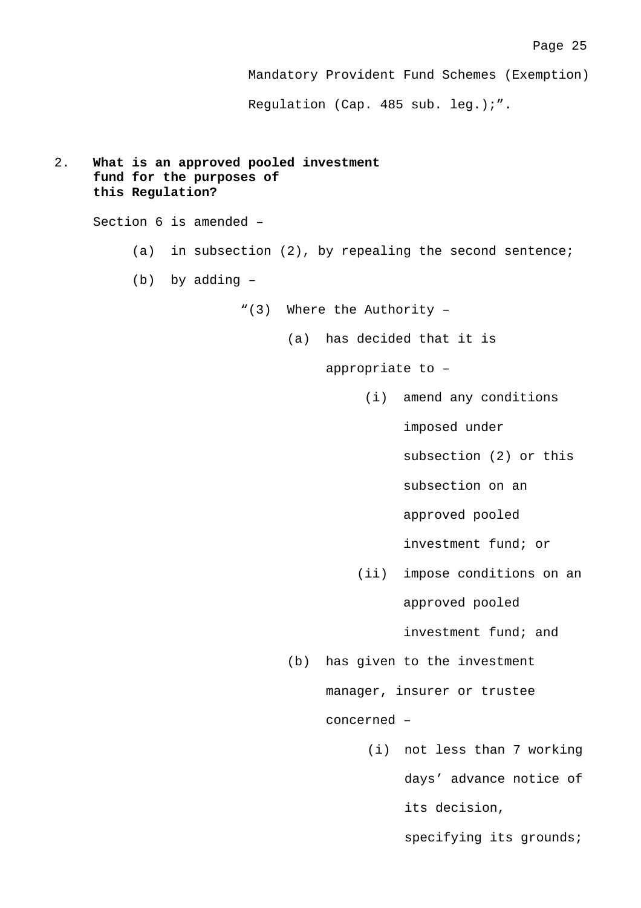Mandatory Provident Fund Schemes (Exemption) Regulation (Cap. 485 sub. leg.);”.

2. **What is an approved pooled investment fund for the purposes of this Regulation?**

Section 6 is amended –

(a) in subsection (2), by repealing the second sentence;

(b) by adding –

“(3) Where the Authority –

(a) has decided that it is appropriate to –

(i) amend any conditions imposed under subsection (2) or this subsection on an approved pooled investment fund; or

(ii) impose conditions on an approved pooled investment fund; and

(b) has given to the investment manager, insurer or trustee concerned –

(i) not less than 7 working days’ advance notice of its decision, specifying its grounds;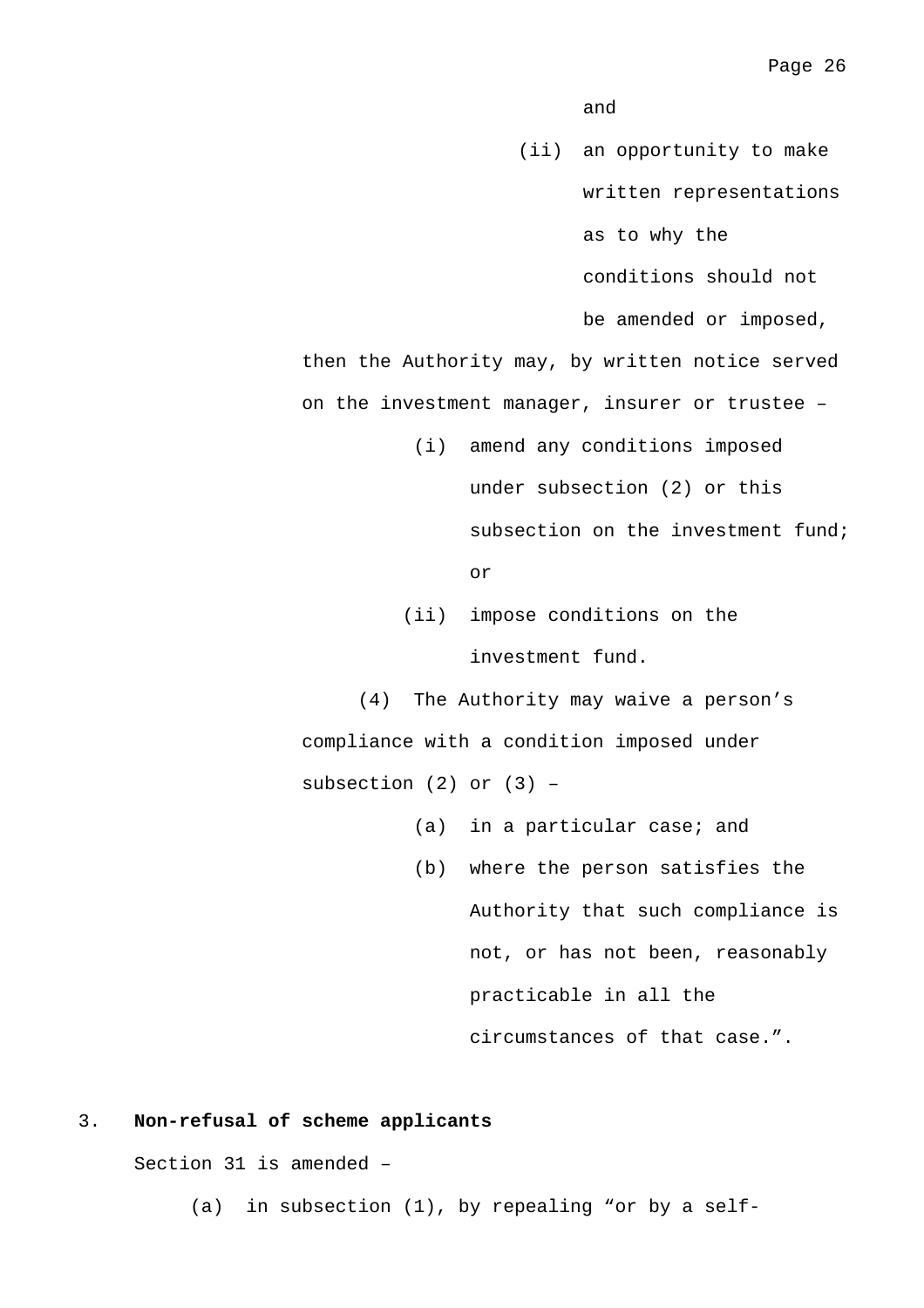and

(ii) an opportunity to make written representations as to why the conditions should not be amended or imposed,

then the Authority may, by written notice served on the investment manager, insurer or trustee –

(i) amend any conditions imposed under subsection (2) or this subsection on the investment fund; or

(ii) impose conditions on the investment fund.

(4) The Authority may waive a person's compliance with a condition imposed under subsection (2) or (3) –

(a) in a particular case; and

(b) where the person satisfies the Authority that such compliance is not, or has not been, reasonably practicable in all the circumstances of that case.".

3. **Non-refusal of scheme applicants**

Section 31 is amended –

(a) in subsection (1), by repealing "or by a self-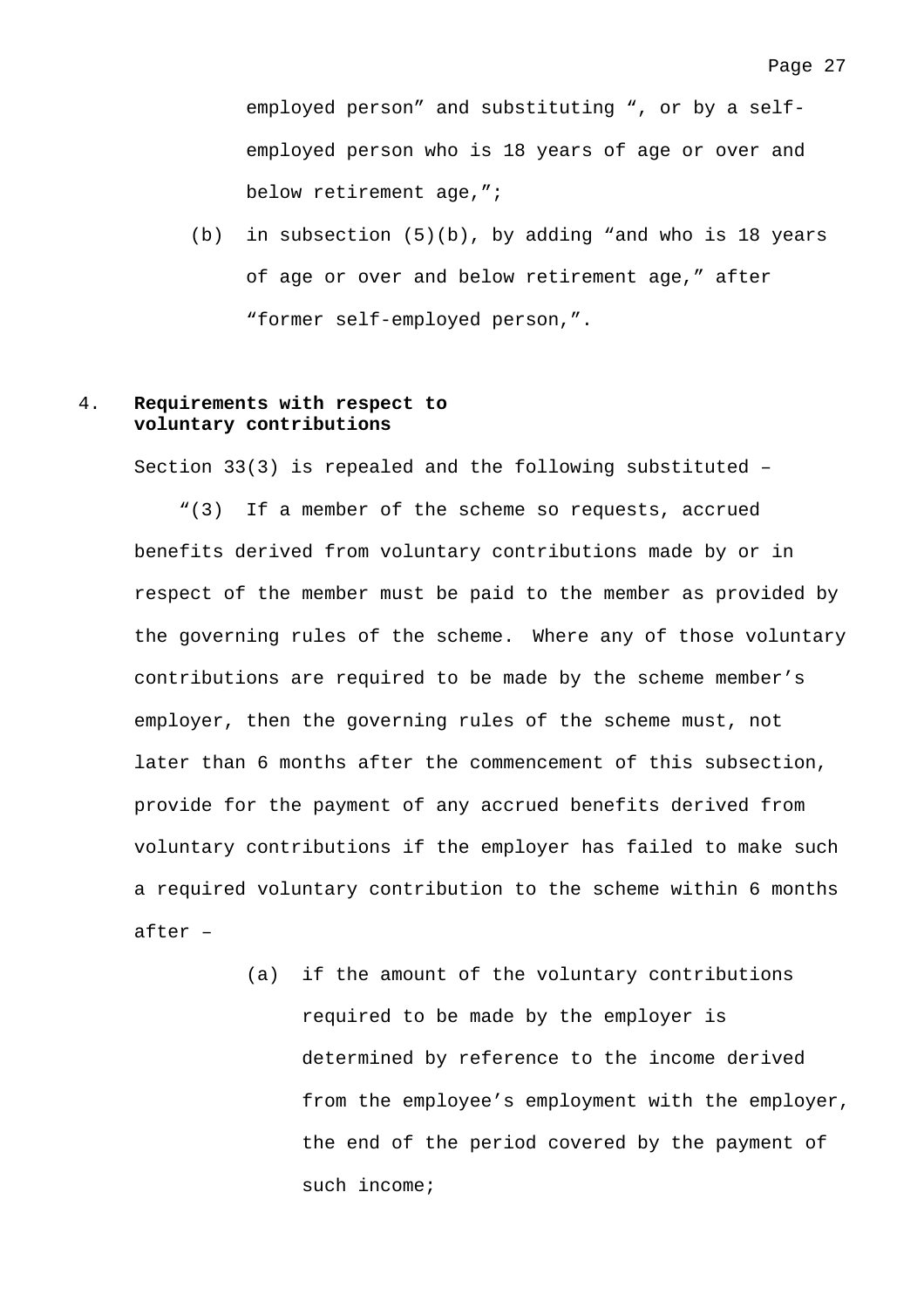employed person" and substituting ", or by a self-employed person who is 18 years of age or over and below retirement age,";

(b) in subsection (5)(b), by adding "and who is 18 years of age or over and below retirement age," after "former self-employed person,".

**4. Requirements with respect to voluntary contributions**

Section 33(3) is repealed and the following substituted –

"(3) If a member of the scheme so requests, accrued benefits derived from voluntary contributions made by or in respect of the member must be paid to the member as provided by the governing rules of the scheme. Where any of those voluntary contributions are required to be made by the scheme member's employer, then the governing rules of the scheme must, not later than 6 months after the commencement of this subsection, provide for the payment of any accrued benefits derived from voluntary contributions if the employer has failed to make such a required voluntary contribution to the scheme within 6 months after –

(a) if the amount of the voluntary contributions required to be made by the employer is determined by reference to the income derived from the employee's employment with the employer, the end of the period covered by the payment of such income;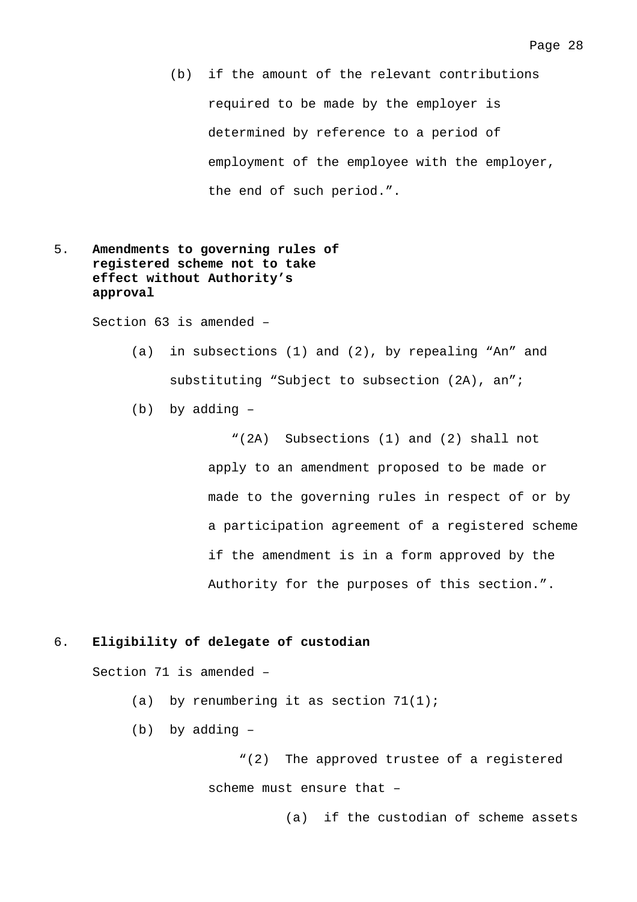(b) if the amount of the relevant contributions required to be made by the employer is determined by reference to a period of employment of the employee with the employer, the end of such period.”.

5. **Amendments to governing rules of registered scheme not to take effect without Authority’s approval**

Section 63 is amended –

(a) in subsections (1) and (2), by repealing “An” and substituting “Subject to subsection (2A), an”;

(b) by adding –

“(2A) Subsections (1) and (2) shall not apply to an amendment proposed to be made or made to the governing rules in respect of or by a participation agreement of a registered scheme if the amendment is in a form approved by the Authority for the purposes of this section.”.

6. **Eligibility of delegate of custodian**

Section 71 is amended –

(a) by renumbering it as section 71(1);

(b) by adding –

“(2) The approved trustee of a registered scheme must ensure that –

(a) if the custodian of scheme assets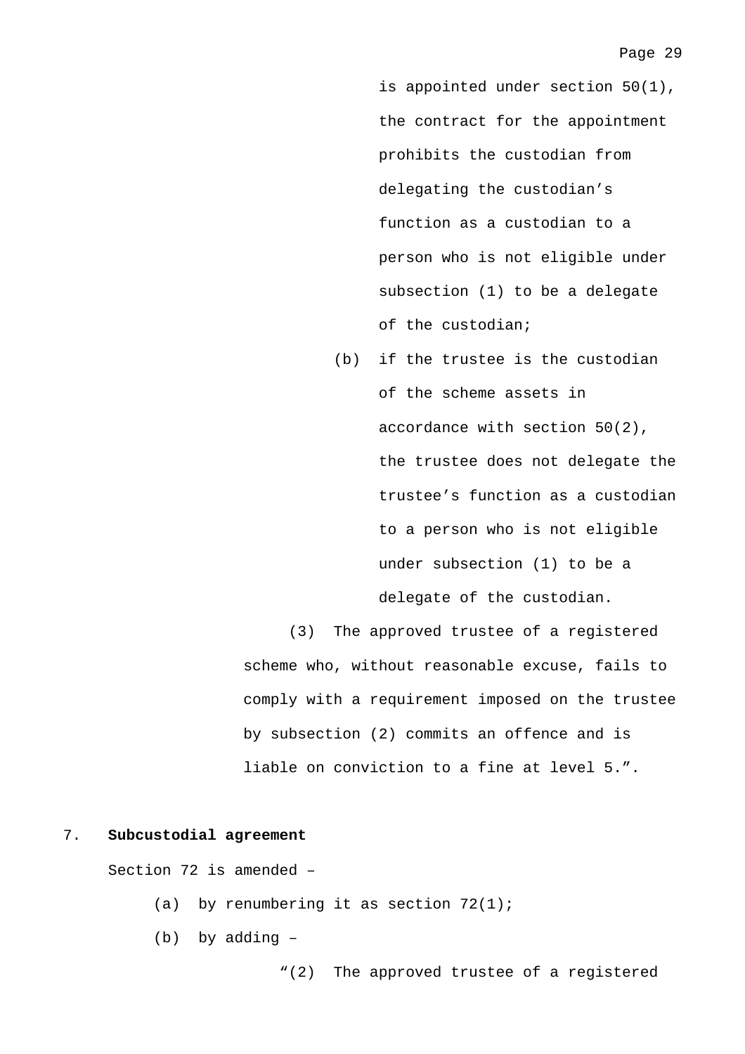is appointed under section 50(1), the contract for the appointment prohibits the custodian from delegating the custodian’s function as a custodian to a person who is not eligible under subsection (1) to be a delegate of the custodian;

(b) if the trustee is the custodian of the scheme assets in accordance with section 50(2), the trustee does not delegate the trustee’s function as a custodian to a person who is not eligible under subsection (1) to be a delegate of the custodian.

(3) The approved trustee of a registered scheme who, without reasonable excuse, fails to comply with a requirement imposed on the trustee by subsection (2) commits an offence and is liable on conviction to a fine at level 5.”.

7. **Subcustodial agreement**

Section 72 is amended –

(a) by renumbering it as section 72(1);

(b) by adding –

“(2) The approved trustee of a registered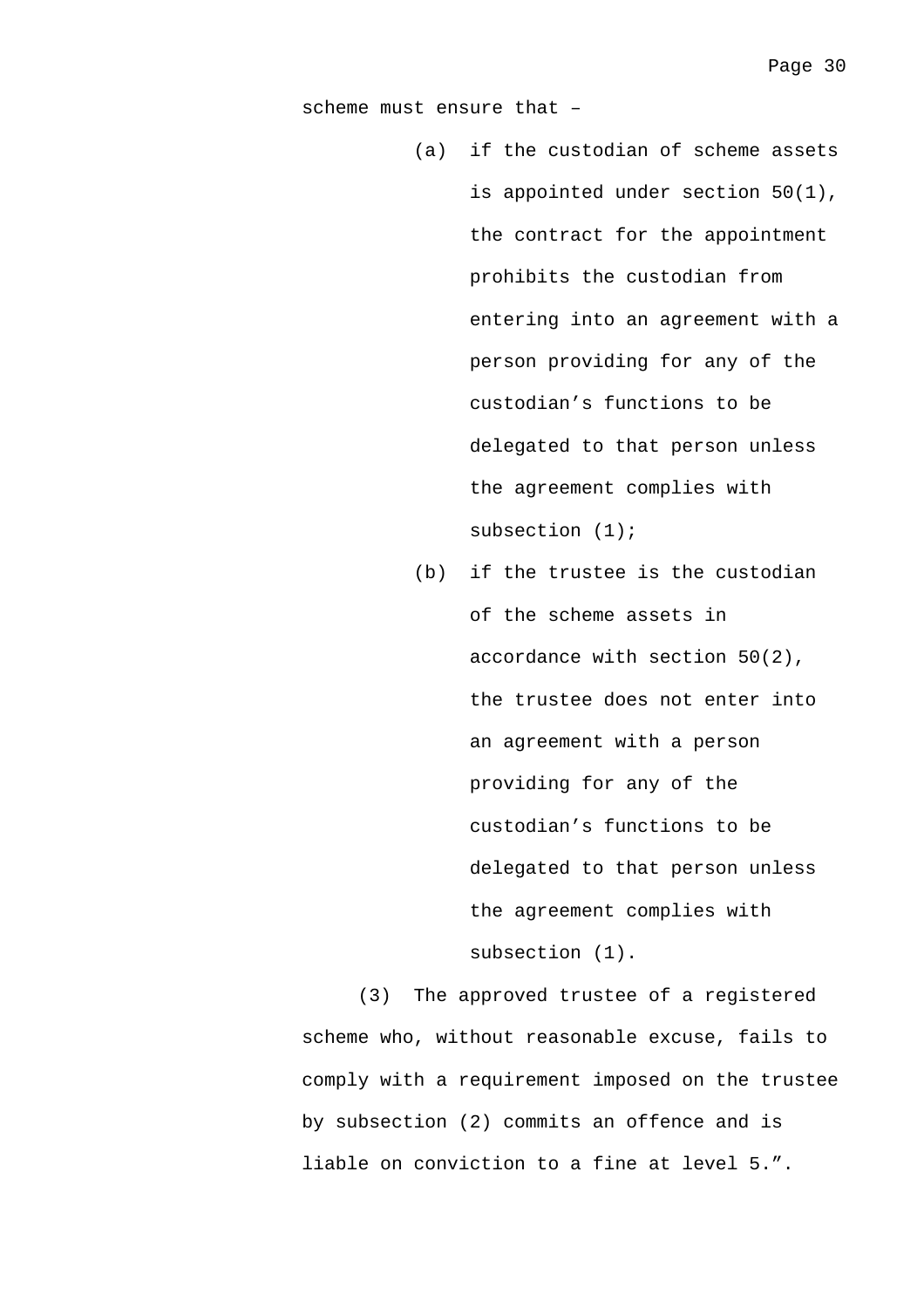scheme must ensure that –

(a) if the custodian of scheme assets is appointed under section 50(1), the contract for the appointment prohibits the custodian from entering into an agreement with a person providing for any of the custodian's functions to be delegated to that person unless the agreement complies with subsection (1);

(b) if the trustee is the custodian of the scheme assets in accordance with section 50(2), the trustee does not enter into an agreement with a person providing for any of the custodian's functions to be delegated to that person unless the agreement complies with subsection (1).

(3) The approved trustee of a registered scheme who, without reasonable excuse, fails to comply with a requirement imposed on the trustee by subsection (2) commits an offence and is liable on conviction to a fine at level 5.".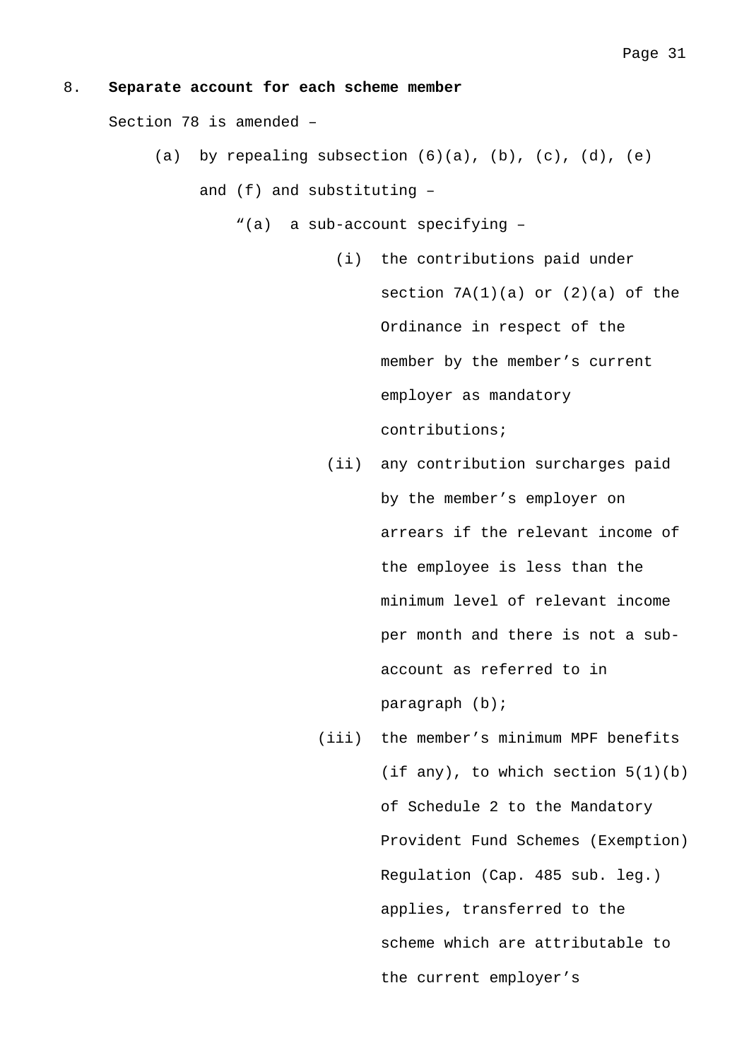8. **Separate account for each scheme member**

Section 78 is amended –

(a) by repealing subsection (6)(a), (b), (c), (d), (e) and (f) and substituting –

"(a) a sub-account specifying –

(i) the contributions paid under section 7A(1)(a) or (2)(a) of the Ordinance in respect of the member by the member's current employer as mandatory contributions;

(ii) any contribution surcharges paid by the member's employer on arrears if the relevant income of the employee is less than the minimum level of relevant income per month and there is not a sub-account as referred to in paragraph (b);

(iii) the member's minimum MPF benefits (if any), to which section 5(1)(b) of Schedule 2 to the Mandatory Provident Fund Schemes (Exemption) Regulation (Cap. 485 sub. leg.) applies, transferred to the scheme which are attributable to the current employer's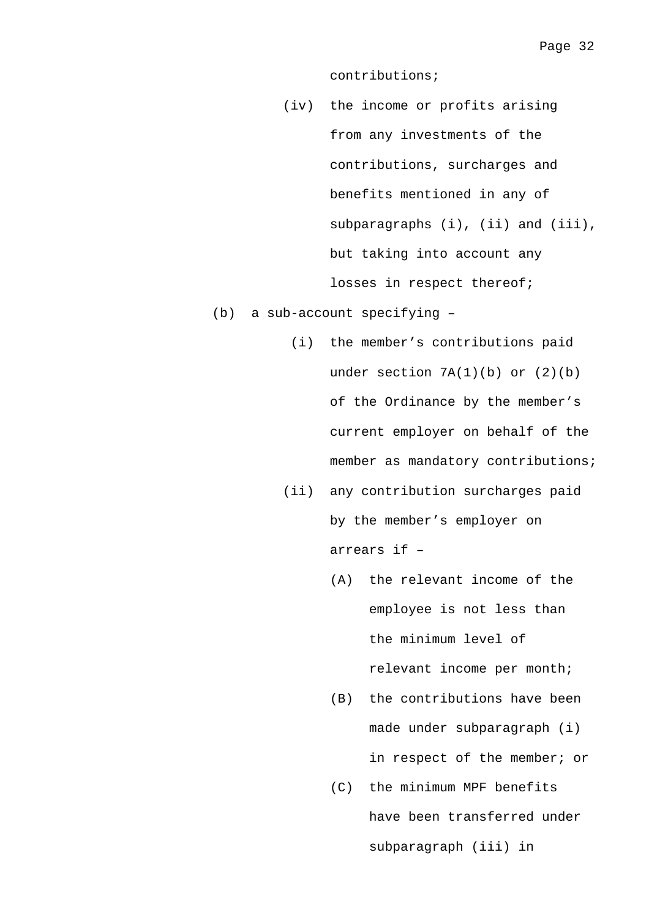contributions;

(iv) the income or profits arising from any investments of the contributions, surcharges and benefits mentioned in any of subparagraphs (i), (ii) and (iii), but taking into account any losses in respect thereof;

(b) a sub-account specifying –

(i) the member’s contributions paid under section 7A(1)(b) or (2)(b) of the Ordinance by the member’s current employer on behalf of the member as mandatory contributions;

(ii) any contribution surcharges paid by the member’s employer on arrears if –

(A) the relevant income of the employee is not less than the minimum level of relevant income per month;

(B) the contributions have been made under subparagraph (i) in respect of the member; or

(C) the minimum MPF benefits have been transferred under subparagraph (iii) in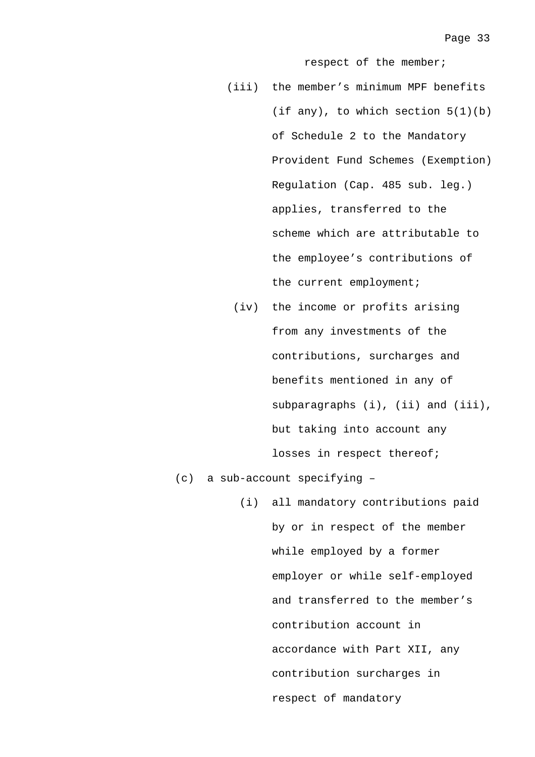respect of the member;

(iii) the member's minimum MPF benefits (if any), to which section 5(1)(b) of Schedule 2 to the Mandatory Provident Fund Schemes (Exemption) Regulation (Cap. 485 sub. leg.) applies, transferred to the scheme which are attributable to the employee's contributions of the current employment;

(iv) the income or profits arising from any investments of the contributions, surcharges and benefits mentioned in any of subparagraphs (i), (ii) and (iii), but taking into account any losses in respect thereof;

(c) a sub-account specifying –

(i) all mandatory contributions paid by or in respect of the member while employed by a former employer or while self-employed and transferred to the member's contribution account in accordance with Part XII, any contribution surcharges in respect of mandatory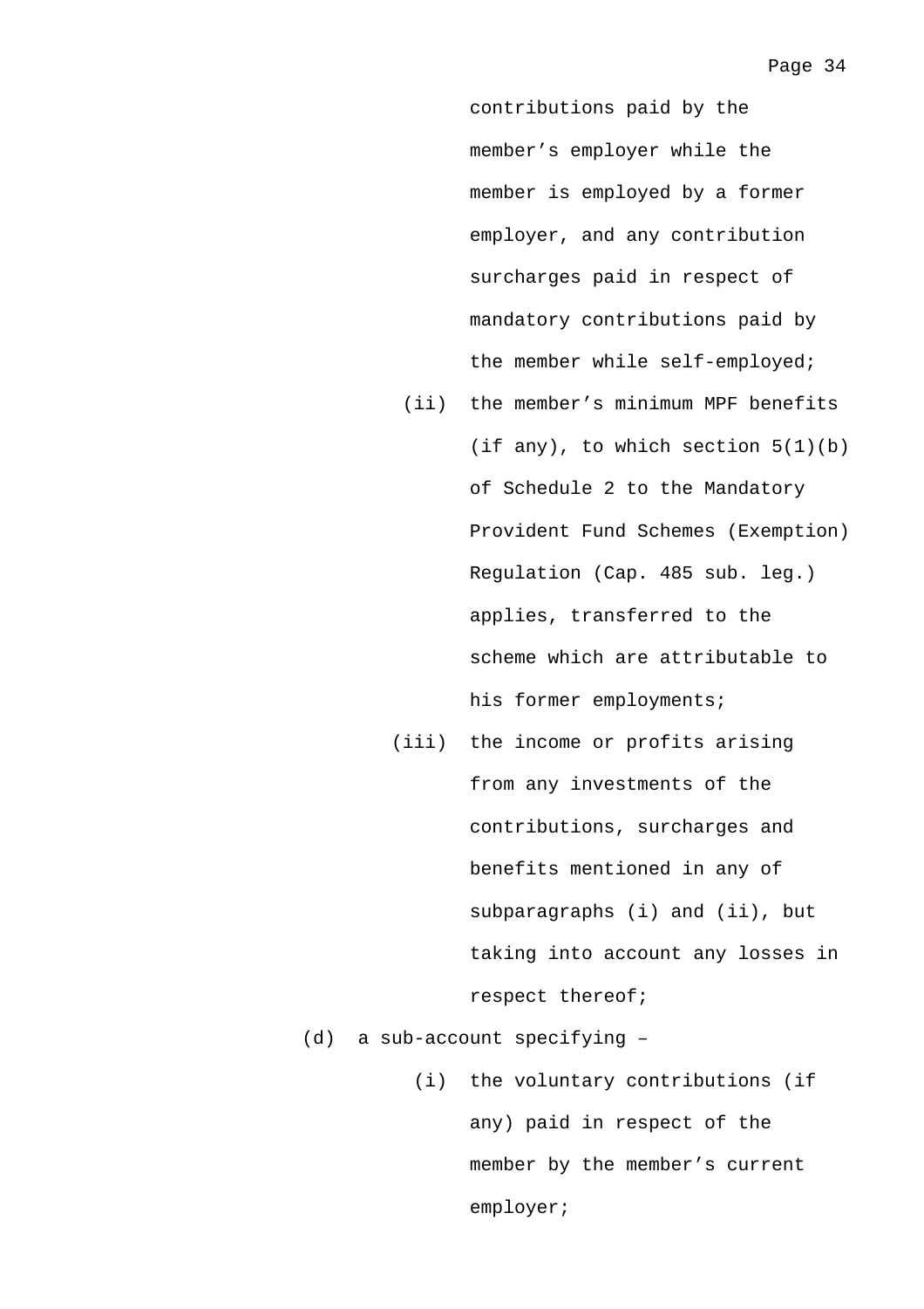contributions paid by the member's employer while the member is employed by a former employer, and any contribution surcharges paid in respect of mandatory contributions paid by the member while self-employed;

(ii) the member's minimum MPF benefits (if any), to which section 5(1)(b) of Schedule 2 to the Mandatory Provident Fund Schemes (Exemption) Regulation (Cap. 485 sub. leg.) applies, transferred to the scheme which are attributable to his former employments;

(iii) the income or profits arising from any investments of the contributions, surcharges and benefits mentioned in any of subparagraphs (i) and (ii), but taking into account any losses in respect thereof;

(d) a sub-account specifying –

(i) the voluntary contributions (if any) paid in respect of the member by the member's current employer;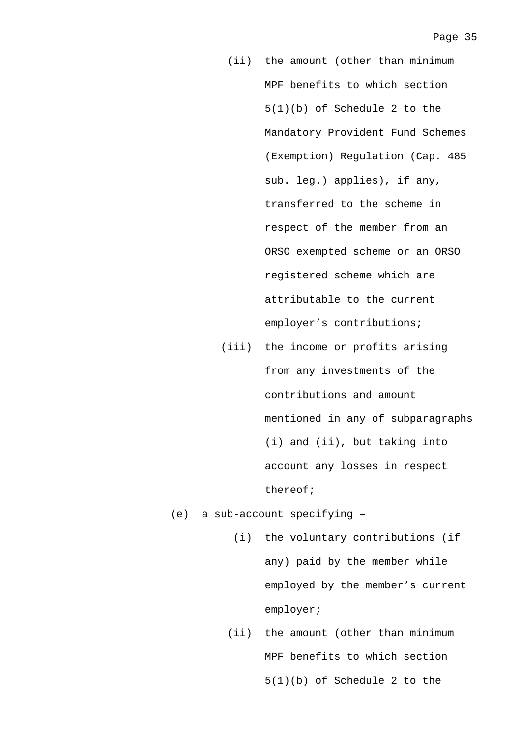(ii) the amount (other than minimum MPF benefits to which section 5(1)(b) of Schedule 2 to the Mandatory Provident Fund Schemes (Exemption) Regulation (Cap. 485 sub. leg.) applies), if any, transferred to the scheme in respect of the member from an ORSO exempted scheme or an ORSO registered scheme which are attributable to the current employer's contributions;

(iii) the income or profits arising from any investments of the contributions and amount mentioned in any of subparagraphs (i) and (ii), but taking into account any losses in respect thereof;

(e) a sub-account specifying –

(i) the voluntary contributions (if any) paid by the member while employed by the member's current employer;

(ii) the amount (other than minimum MPF benefits to which section 5(1)(b) of Schedule 2 to the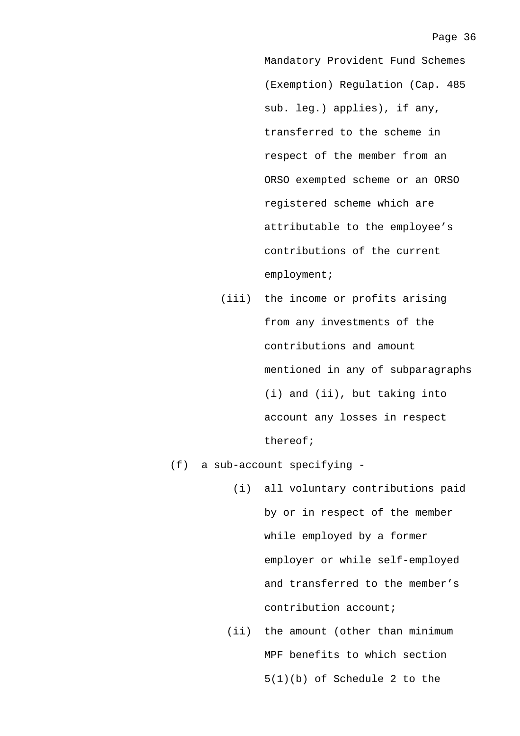Mandatory Provident Fund Schemes (Exemption) Regulation (Cap. 485 sub. leg.) applies), if any, transferred to the scheme in respect of the member from an ORSO exempted scheme or an ORSO registered scheme which are attributable to the employee's contributions of the current employment;

(iii) the income or profits arising from any investments of the contributions and amount mentioned in any of subparagraphs (i) and (ii), but taking into account any losses in respect thereof;

(f) a sub-account specifying -

(i) all voluntary contributions paid by or in respect of the member while employed by a former employer or while self-employed and transferred to the member's contribution account;

(ii) the amount (other than minimum MPF benefits to which section 5(1)(b) of Schedule 2 to the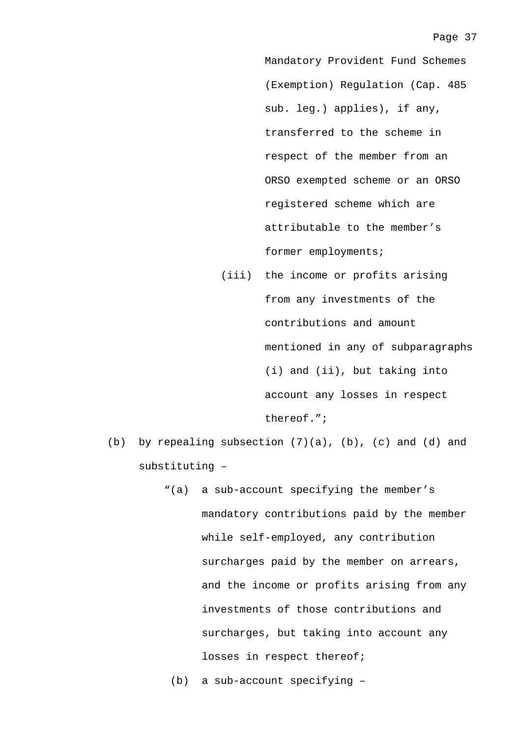Mandatory Provident Fund Schemes (Exemption) Regulation (Cap. 485 sub. leg.) applies), if any, transferred to the scheme in respect of the member from an ORSO exempted scheme or an ORSO registered scheme which are attributable to the member's former employments;

(iii) the income or profits arising from any investments of the contributions and amount mentioned in any of subparagraphs (i) and (ii), but taking into account any losses in respect thereof.";

(b) by repealing subsection (7)(a), (b), (c) and (d) and substituting –

"(a) a sub-account specifying the member's mandatory contributions paid by the member while self-employed, any contribution surcharges paid by the member on arrears, and the income or profits arising from any investments of those contributions and surcharges, but taking into account any losses in respect thereof;

(b) a sub-account specifying –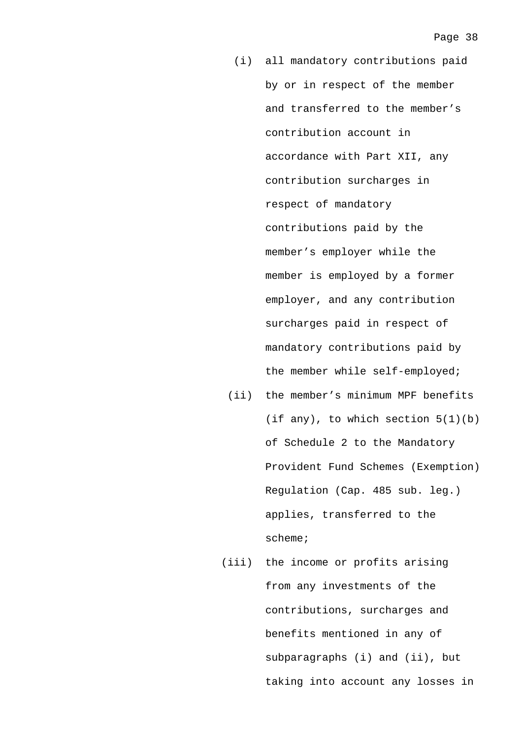(i) all mandatory contributions paid by or in respect of the member and transferred to the member’s contribution account in accordance with Part XII, any contribution surcharges in respect of mandatory contributions paid by the member’s employer while the member is employed by a former employer, and any contribution surcharges paid in respect of mandatory contributions paid by the member while self-employed;

(ii) the member’s minimum MPF benefits (if any), to which section 5(1)(b) of Schedule 2 to the Mandatory Provident Fund Schemes (Exemption) Regulation (Cap. 485 sub. leg.) applies, transferred to the scheme;

(iii) the income or profits arising from any investments of the contributions, surcharges and benefits mentioned in any of subparagraphs (i) and (ii), but taking into account any losses in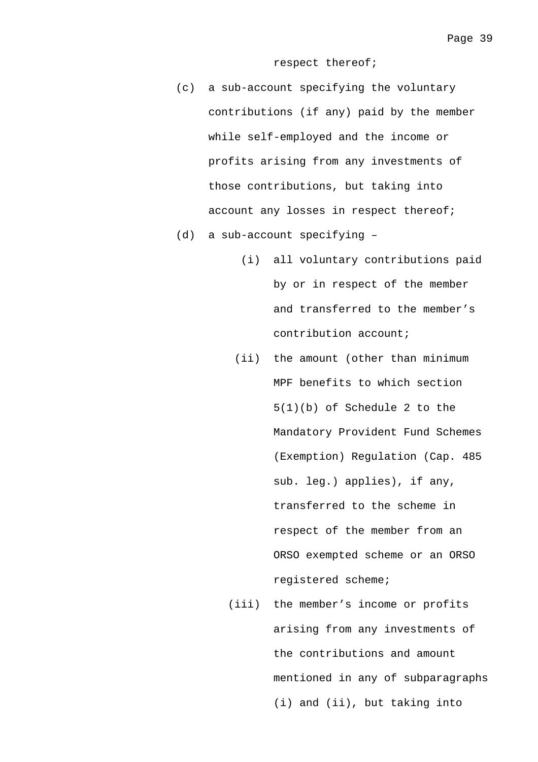respect thereof;

(c) a sub-account specifying the voluntary contributions (if any) paid by the member while self-employed and the income or profits arising from any investments of those contributions, but taking into account any losses in respect thereof;

(d) a sub-account specifying –

   (i) all voluntary contributions paid by or in respect of the member and transferred to the member's contribution account;

   (ii) the amount (other than minimum MPF benefits to which section 5(1)(b) of Schedule 2 to the Mandatory Provident Fund Schemes (Exemption) Regulation (Cap. 485 sub. leg.) applies), if any, transferred to the scheme in respect of the member from an ORSO exempted scheme or an ORSO registered scheme;

   (iii) the member's income or profits arising from any investments of the contributions and amount mentioned in any of subparagraphs (i) and (ii), but taking into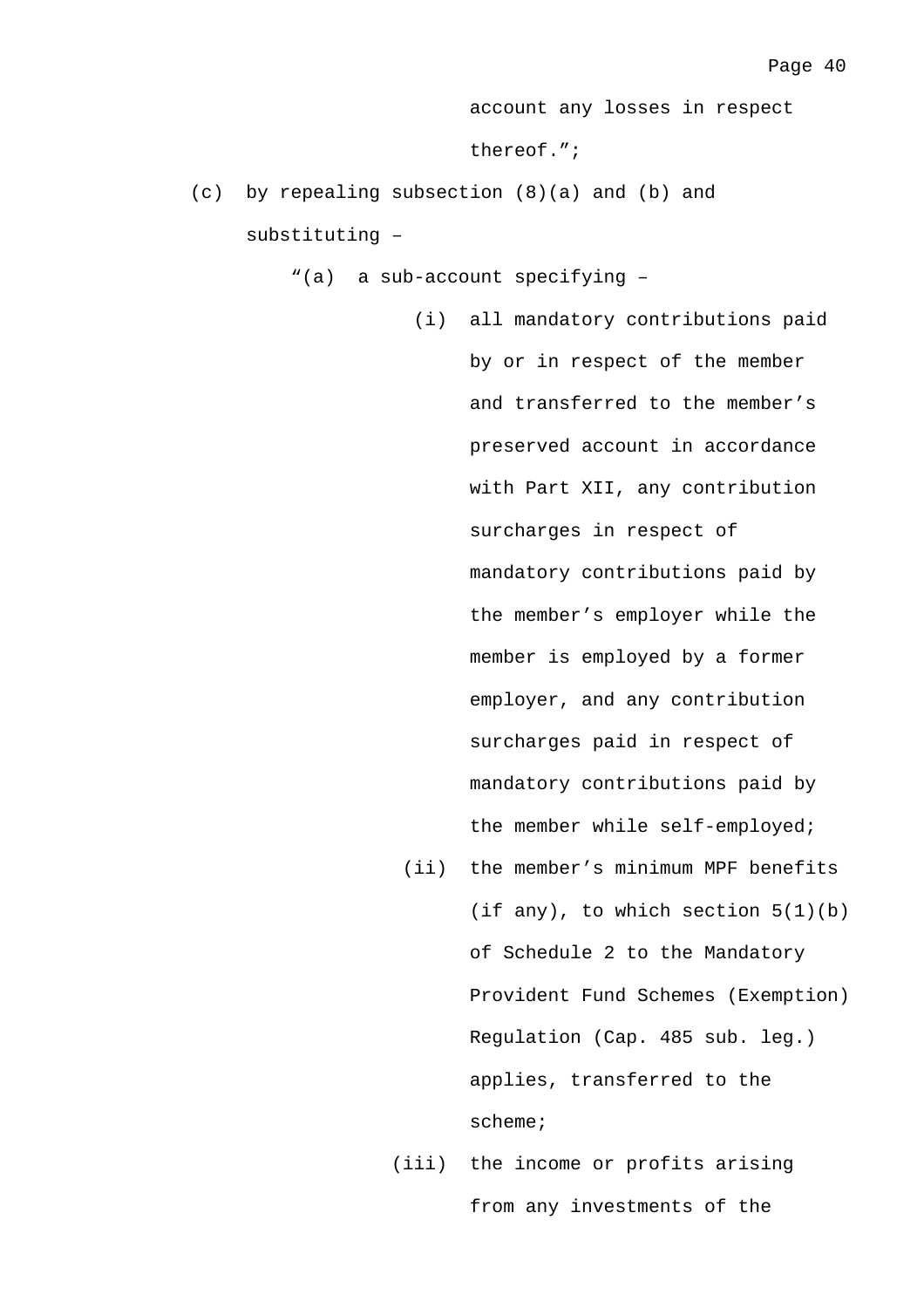account any losses in respect thereof.";

(c) by repealing subsection (8)(a) and (b) and substituting –

"(a) a sub-account specifying –

(i) all mandatory contributions paid by or in respect of the member and transferred to the member's preserved account in accordance with Part XII, any contribution surcharges in respect of mandatory contributions paid by the member's employer while the member is employed by a former employer, and any contribution surcharges paid in respect of mandatory contributions paid by the member while self-employed;

(ii) the member's minimum MPF benefits (if any), to which section 5(1)(b) of Schedule 2 to the Mandatory Provident Fund Schemes (Exemption) Regulation (Cap. 485 sub. leg.) applies, transferred to the scheme;

(iii) the income or profits arising from any investments of the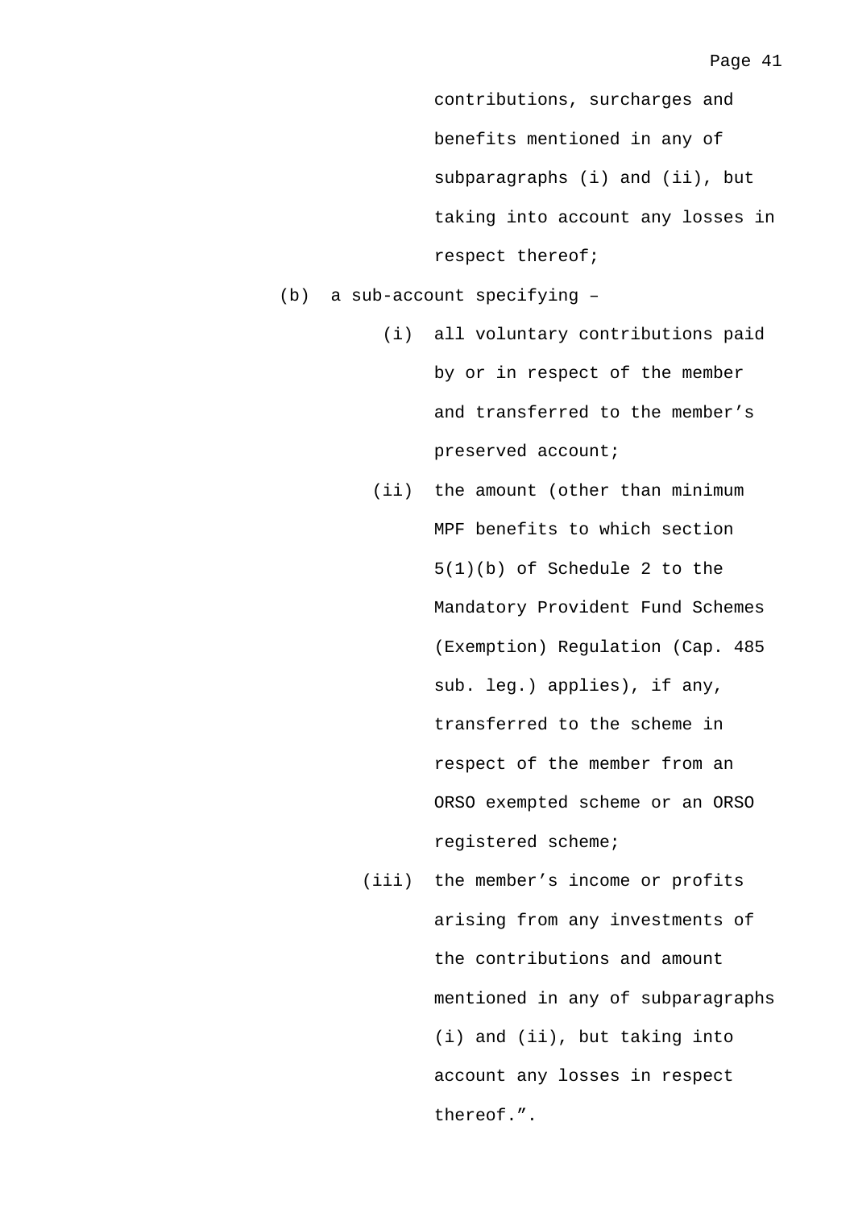contributions, surcharges and benefits mentioned in any of subparagraphs (i) and (ii), but taking into account any losses in respect thereof;

(b) a sub-account specifying –

(i) all voluntary contributions paid by or in respect of the member and transferred to the member's preserved account;

(ii) the amount (other than minimum MPF benefits to which section 5(1)(b) of Schedule 2 to the Mandatory Provident Fund Schemes (Exemption) Regulation (Cap. 485 sub. leg.) applies), if any, transferred to the scheme in respect of the member from an ORSO exempted scheme or an ORSO registered scheme;

(iii) the member's income or profits arising from any investments of the contributions and amount mentioned in any of subparagraphs (i) and (ii), but taking into account any losses in respect thereof.".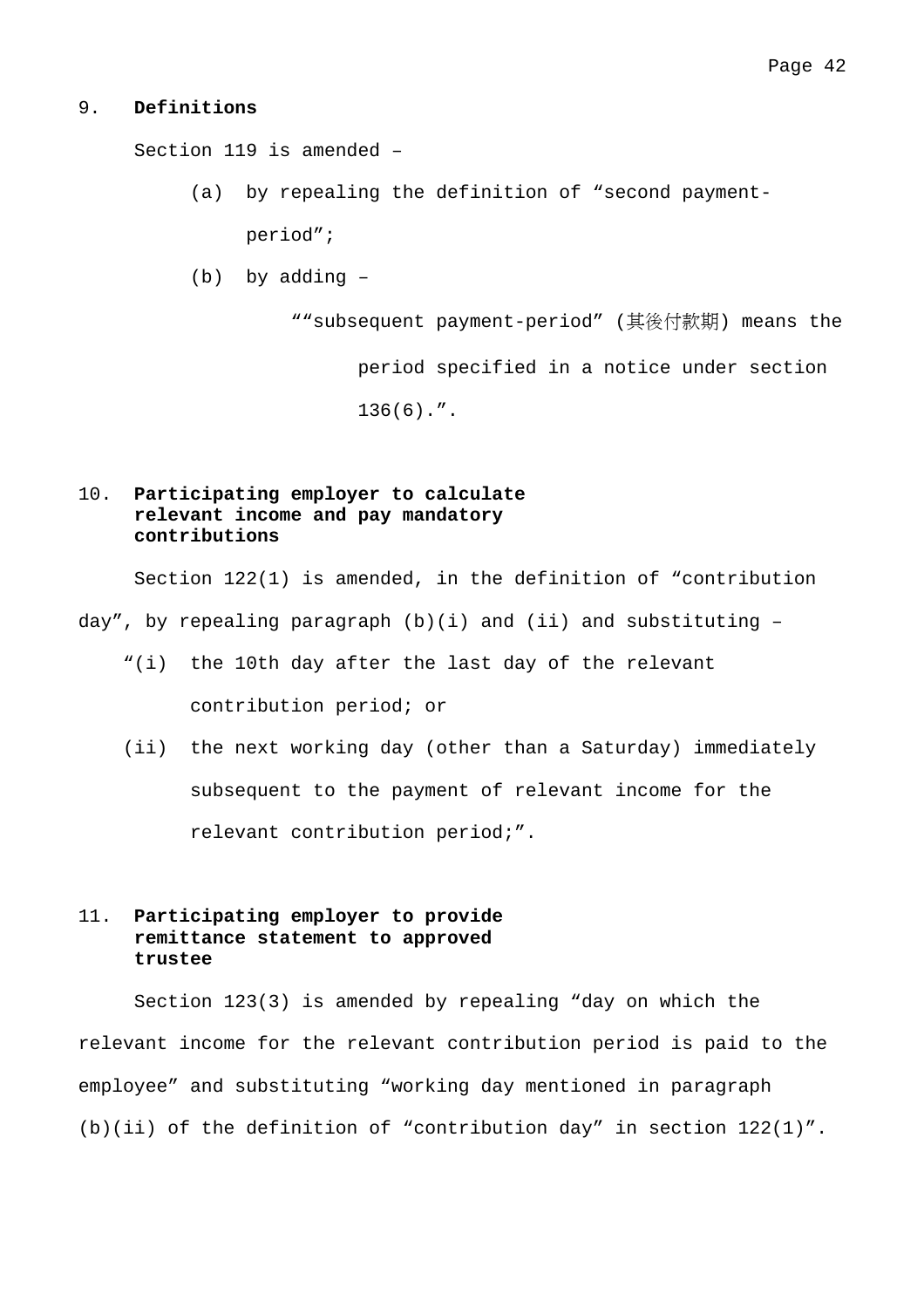## 9. **Definitions**

Section 119 is amended –

(a) by repealing the definition of “second payment-period”;

(b) by adding –

““subsequent payment-period” (其後付款期) means the period specified in a notice under section 136(6).”.

## 10. **Participating employer to calculate relevant income and pay mandatory contributions**

Section 122(1) is amended, in the definition of “contribution day”, by repealing paragraph (b)(i) and (ii) and substituting –

“(i) the 10th day after the last day of the relevant contribution period; or

(ii) the next working day (other than a Saturday) immediately subsequent to the payment of relevant income for the relevant contribution period;”.

## 11. **Participating employer to provide remittance statement to approved trustee**

Section 123(3) is amended by repealing “day on which the relevant income for the relevant contribution period is paid to the employee” and substituting “working day mentioned in paragraph (b)(ii) of the definition of “contribution day” in section 122(1)”.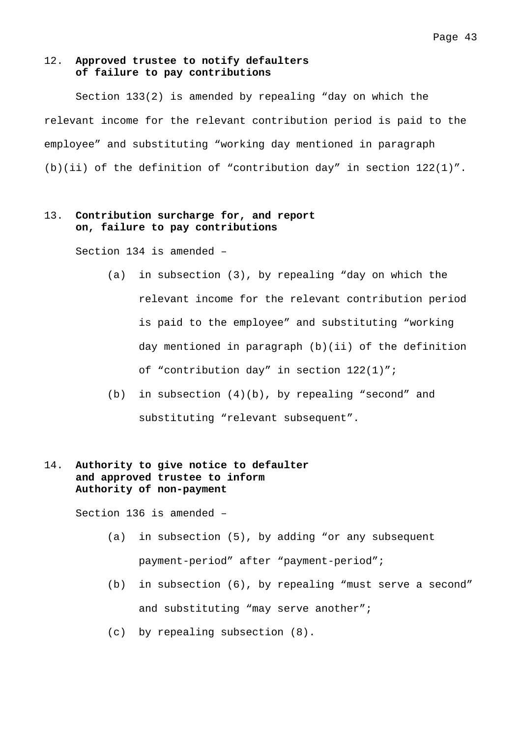### 12. Approved trustee to notify defaulters of failure to pay contributions

Section 133(2) is amended by repealing “day on which the relevant income for the relevant contribution period is paid to the employee” and substituting “working day mentioned in paragraph (b)(ii) of the definition of “contribution day” in section 122(1)”.

### 13. Contribution surcharge for, and report on, failure to pay contributions

Section 134 is amended –

- (a) in subsection (3), by repealing “day on which the relevant income for the relevant contribution period is paid to the employee” and substituting “working day mentioned in paragraph (b)(ii) of the definition of “contribution day” in section 122(1)”;
- (b) in subsection (4)(b), by repealing “second” and substituting “relevant subsequent”.

### 14. Authority to give notice to defaulter and approved trustee to inform Authority of non-payment

Section 136 is amended –

- (a) in subsection (5), by adding “or any subsequent payment-period” after “payment-period”;
- (b) in subsection (6), by repealing “must serve a second” and substituting “may serve another”;
- (c) by repealing subsection (8).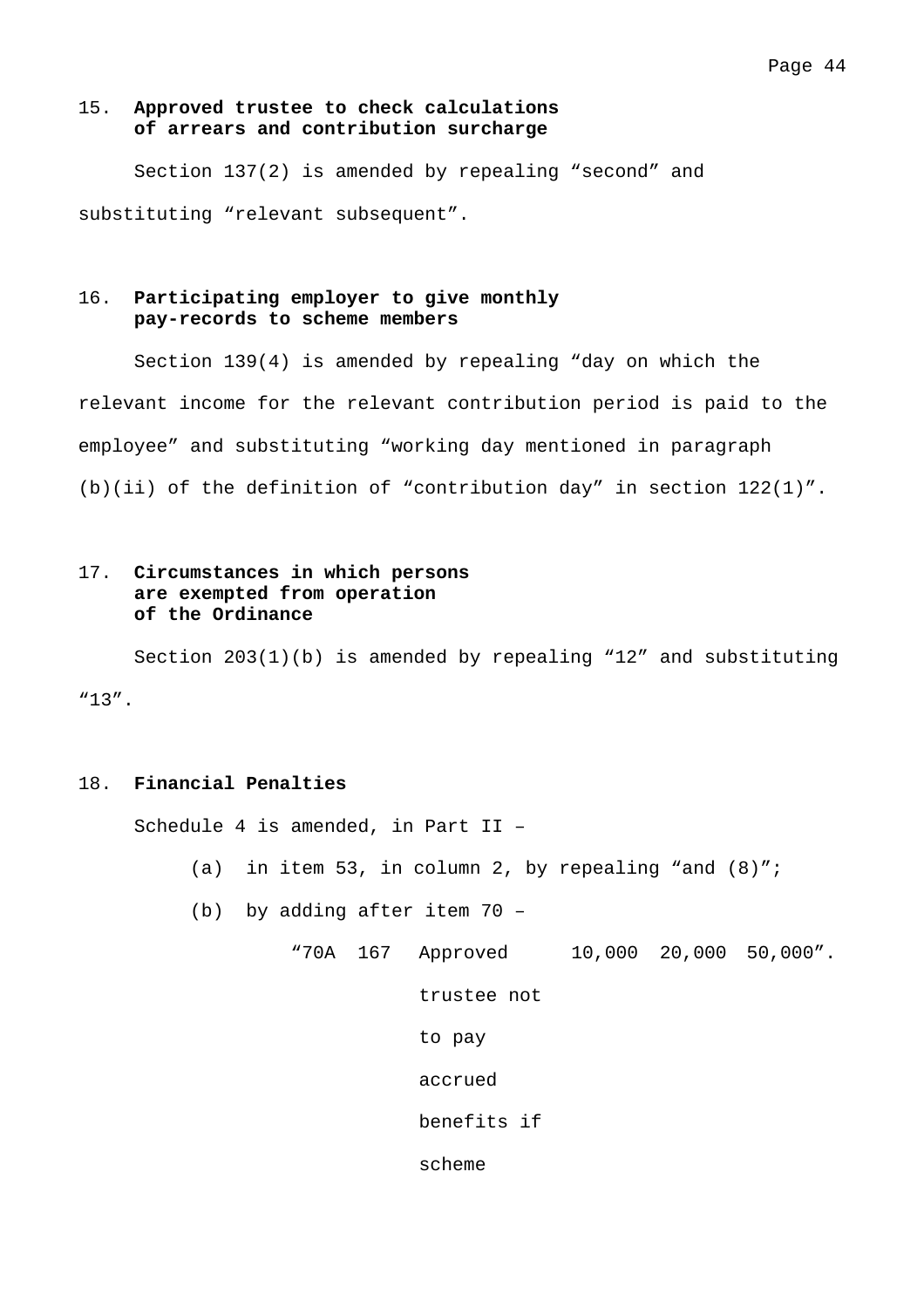15. **Approved trustee to check calculations of arrears and contribution surcharge**

Section 137(2) is amended by repealing “second” and substituting “relevant subsequent”.

16. **Participating employer to give monthly pay-records to scheme members**

Section 139(4) is amended by repealing “day on which the relevant income for the relevant contribution period is paid to the employee” and substituting “working day mentioned in paragraph (b)(ii) of the definition of “contribution day” in section 122(1)”.

17. **Circumstances in which persons are exempted from operation of the Ordinance**

Section 203(1)(b) is amended by repealing “12” and substituting “13”.

18. **Financial Penalties**

Schedule 4 is amended, in Part II –

(a) in item 53, in column 2, by repealing “and (8)”;

(b) by adding after item 70 –

| | | | | | |
|---|---|---|---|---|---|
| “70A | 167 | Approved trustee not to pay accrued benefits if scheme | 10,000 | 20,000 | 50,000”. |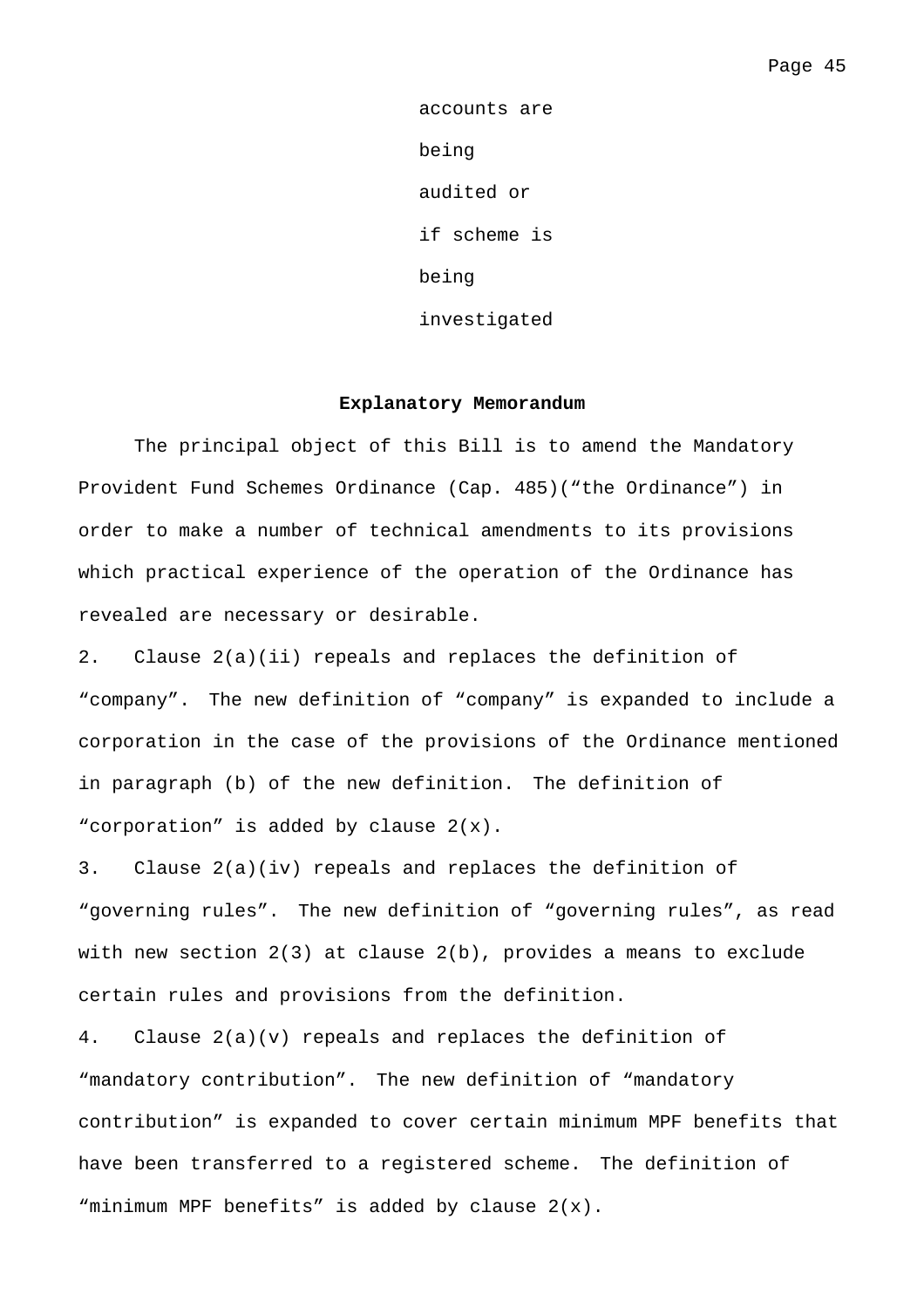accounts are being audited or if scheme is being investigated

## Explanatory Memorandum

The principal object of this Bill is to amend the Mandatory Provident Fund Schemes Ordinance (Cap. 485)("the Ordinance") in order to make a number of technical amendments to its provisions which practical experience of the operation of the Ordinance has revealed are necessary or desirable.

2. Clause 2(a)(ii) repeals and replaces the definition of "company". The new definition of "company" is expanded to include a corporation in the case of the provisions of the Ordinance mentioned in paragraph (b) of the new definition. The definition of "corporation" is added by clause 2(x).

3. Clause 2(a)(iv) repeals and replaces the definition of "governing rules". The new definition of "governing rules", as read with new section 2(3) at clause 2(b), provides a means to exclude certain rules and provisions from the definition.

4. Clause 2(a)(v) repeals and replaces the definition of "mandatory contribution". The new definition of "mandatory contribution" is expanded to cover certain minimum MPF benefits that have been transferred to a registered scheme. The definition of "minimum MPF benefits" is added by clause 2(x).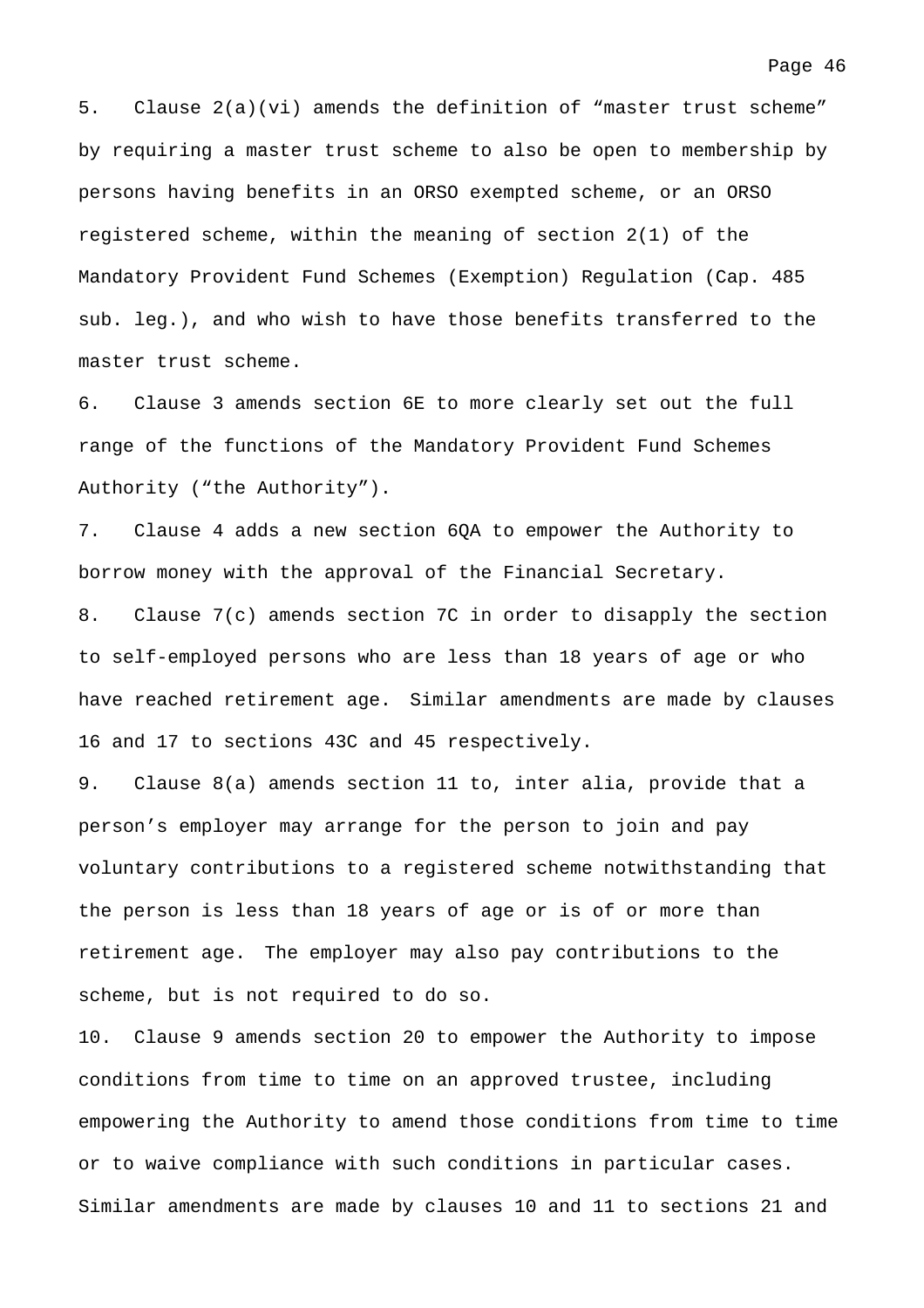5. Clause 2(a)(vi) amends the definition of “master trust scheme” by requiring a master trust scheme to also be open to membership by persons having benefits in an ORSO exempted scheme, or an ORSO registered scheme, within the meaning of section 2(1) of the Mandatory Provident Fund Schemes (Exemption) Regulation (Cap. 485 sub. leg.), and who wish to have those benefits transferred to the master trust scheme.

6. Clause 3 amends section 6E to more clearly set out the full range of the functions of the Mandatory Provident Fund Schemes Authority (“the Authority”).

7. Clause 4 adds a new section 6QA to empower the Authority to borrow money with the approval of the Financial Secretary.

8. Clause 7(c) amends section 7C in order to disapply the section to self-employed persons who are less than 18 years of age or who have reached retirement age. Similar amendments are made by clauses 16 and 17 to sections 43C and 45 respectively.

9. Clause 8(a) amends section 11 to, inter alia, provide that a person’s employer may arrange for the person to join and pay voluntary contributions to a registered scheme notwithstanding that the person is less than 18 years of age or is of or more than retirement age. The employer may also pay contributions to the scheme, but is not required to do so.

10. Clause 9 amends section 20 to empower the Authority to impose conditions from time to time on an approved trustee, including empowering the Authority to amend those conditions from time to time or to waive compliance with such conditions in particular cases. Similar amendments are made by clauses 10 and 11 to sections 21 and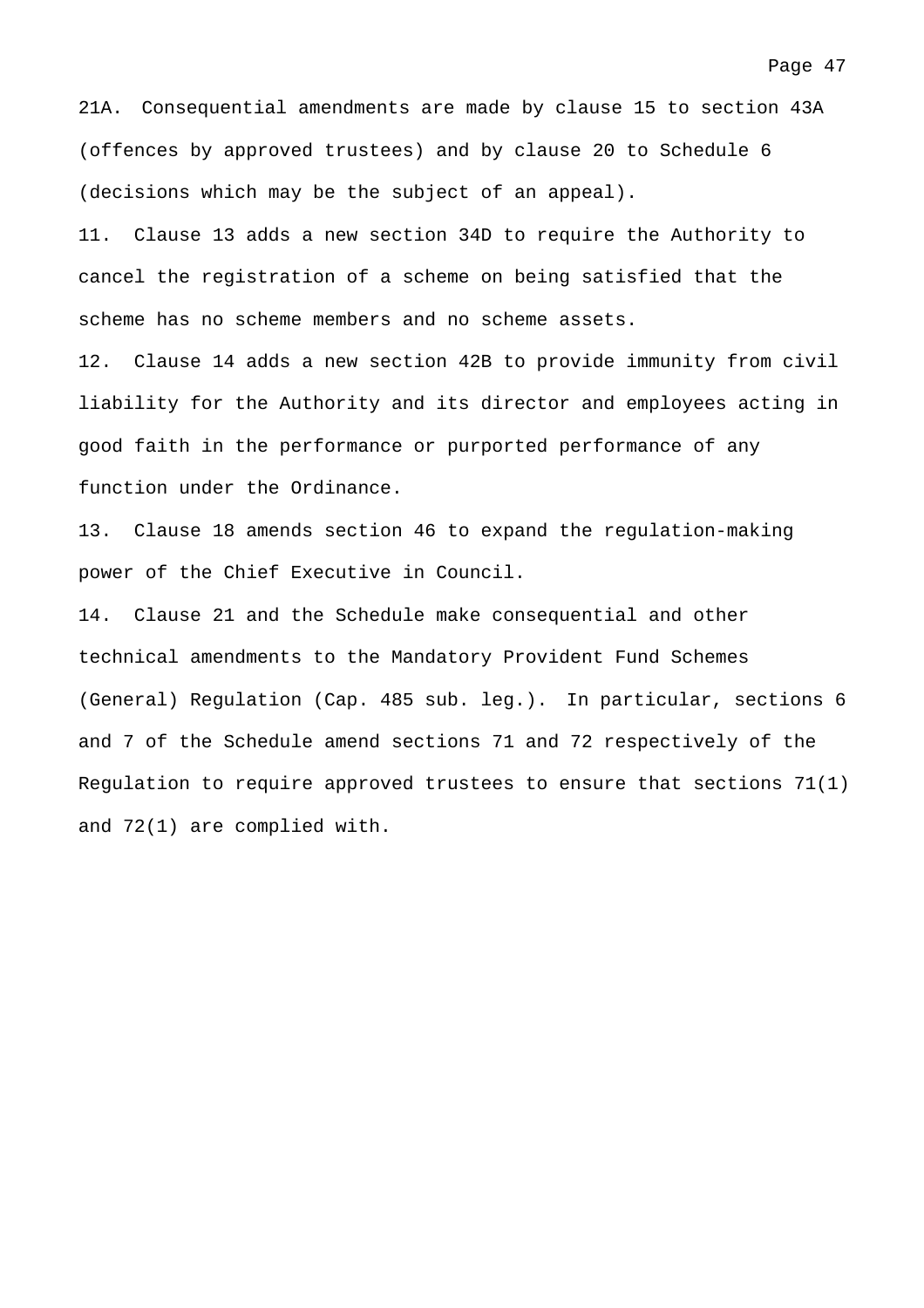21A. Consequential amendments are made by clause 15 to section 43A (offences by approved trustees) and by clause 20 to Schedule 6 (decisions which may be the subject of an appeal).

11. Clause 13 adds a new section 34D to require the Authority to cancel the registration of a scheme on being satisfied that the scheme has no scheme members and no scheme assets.

12. Clause 14 adds a new section 42B to provide immunity from civil liability for the Authority and its director and employees acting in good faith in the performance or purported performance of any function under the Ordinance.

13. Clause 18 amends section 46 to expand the regulation-making power of the Chief Executive in Council.

14. Clause 21 and the Schedule make consequential and other technical amendments to the Mandatory Provident Fund Schemes (General) Regulation (Cap. 485 sub. leg.). In particular, sections 6 and 7 of the Schedule amend sections 71 and 72 respectively of the Regulation to require approved trustees to ensure that sections 71(1) and 72(1) are complied with.